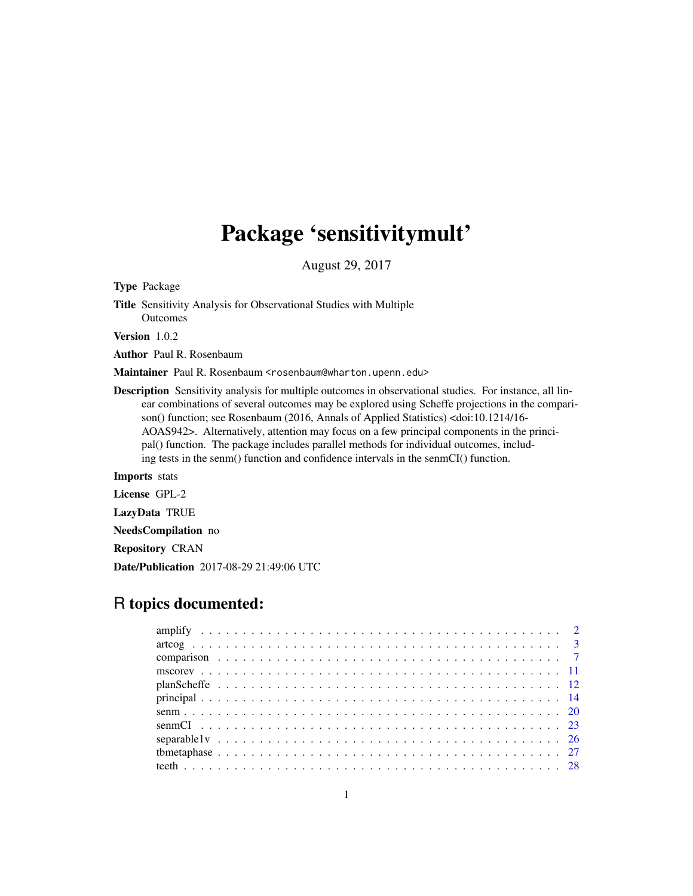# Package 'sensitivitymult'

August 29, 2017

**Type** Package

**Title** Sensitivity Analysis for Observational Studies with Multiple Outcomes

**Version** 1.0.2

**Author** Paul R. Rosenbaum

**Maintainer** Paul R. Rosenbaum <rosenbaum@wharton.upenn.edu>

**Description** Sensitivity analysis for multiple outcomes in observational studies. For instance, all linear combinations of several outcomes may be explored using Scheffe projections in the comparison() function; see Rosenbaum (2016, Annals of Applied Statistics) <doi:10.1214/16-AOAS942>. Alternatively, attention may focus on a few principal components in the principal() function. The package includes parallel methods for individual outcomes, including tests in the senm() function and confidence intervals in the senmCI() function.

**Imports** stats

**License** GPL-2

**LazyData** TRUE

**NeedsCompilation** no

**Repository** CRAN

**Date/Publication** 2017-08-29 21:49:06 UTC

## R topics documented:

| | |
|---|---|
| amplify | 2 |
| artcog | 3 |
| comparison | 7 |
| mscorev | 11 |
| planScheffe | 12 |
| principal | 14 |
| senm | 20 |
| senmCI | 23 |
| separable1v | 26 |
| tbmetaphase | 27 |
| teeth | 28 |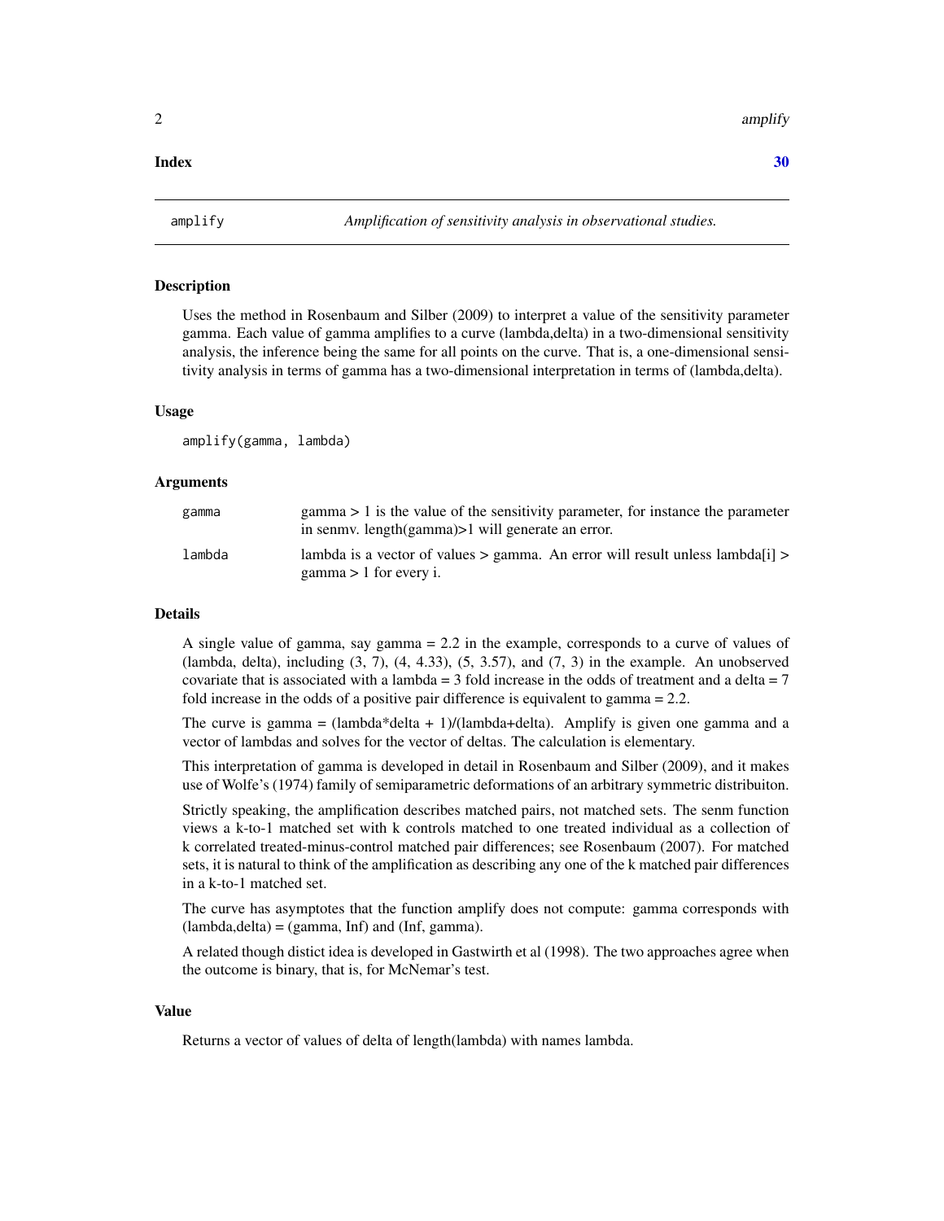Index 30

---

## amplify — *Amplification of sensitivity analysis in observational studies.*

### Description

Uses the method in Rosenbaum and Silber (2009) to interpret a value of the sensitivity parameter gamma. Each value of gamma amplifies to a curve (lambda,delta) in a two-dimensional sensitivity analysis, the inference being the same for all points on the curve. That is, a one-dimensional sensitivity analysis in terms of gamma has a two-dimensional interpretation in terms of (lambda,delta).

### Usage

```
amplify(gamma, lambda)
```

### Arguments

| | |
|---|---|
| `gamma` | gamma > 1 is the value of the sensitivity parameter, for instance the parameter in senmv. length(gamma)>1 will generate an error. |
| `lambda` | lambda is a vector of values > gamma. An error will result unless lambda[i] > gamma > 1 for every i. |

### Details

A single value of gamma, say gamma = 2.2 in the example, corresponds to a curve of values of (lambda, delta), including (3, 7), (4, 4.33), (5, 3.57), and (7, 3) in the example. An unobserved covariate that is associated with a lambda = 3 fold increase in the odds of treatment and a delta = 7 fold increase in the odds of a positive pair difference is equivalent to gamma = 2.2.

The curve is gamma = (lambda*delta + 1)/(lambda+delta). Amplify is given one gamma and a vector of lambdas and solves for the vector of deltas. The calculation is elementary.

This interpretation of gamma is developed in detail in Rosenbaum and Silber (2009), and it makes use of Wolfe's (1974) family of semiparametric deformations of an arbitrary symmetric distribuiton.

Strictly speaking, the amplification describes matched pairs, not matched sets. The senm function views a k-to-1 matched set with k controls matched to one treated individual as a collection of k correlated treated-minus-control matched pair differences; see Rosenbaum (2007). For matched sets, it is natural to think of the amplification as describing any one of the k matched pair differences in a k-to-1 matched set.

The curve has asymptotes that the function amplify does not compute: gamma corresponds with (lambda,delta) = (gamma, Inf) and (Inf, gamma).

A related though distict idea is developed in Gastwirth et al (1998). The two approaches agree when the outcome is binary, that is, for McNemar's test.

### Value

Returns a vector of values of delta of length(lambda) with names lambda.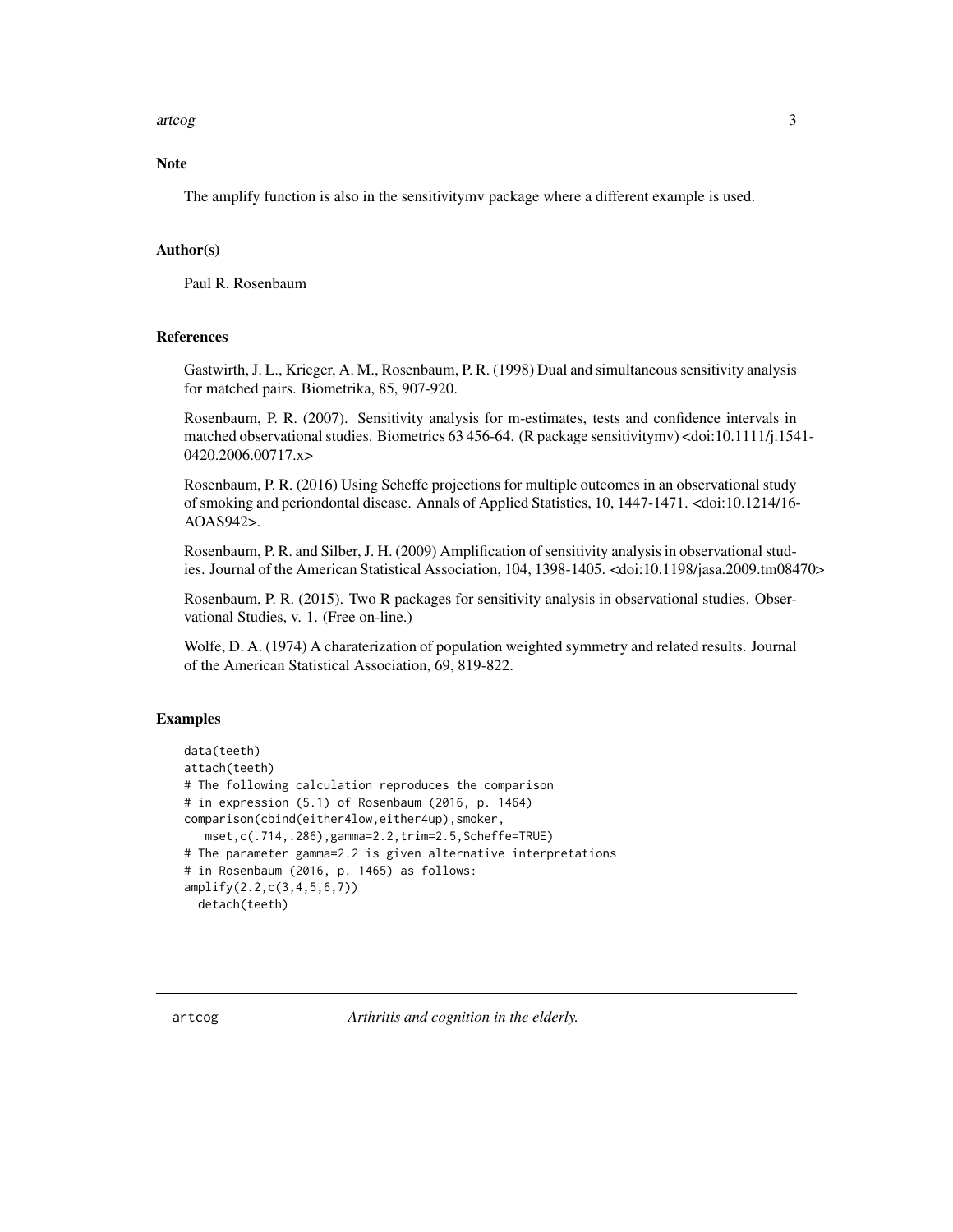## Note

The amplify function is also in the sensitivitymv package where a different example is used.

## Author(s)

Paul R. Rosenbaum

## References

Gastwirth, J. L., Krieger, A. M., Rosenbaum, P. R. (1998) Dual and simultaneous sensitivity analysis for matched pairs. Biometrika, 85, 907-920.

Rosenbaum, P. R. (2007). Sensitivity analysis for m-estimates, tests and confidence intervals in matched observational studies. Biometrics 63 456-64. (R package sensitivitymv) <doi:10.1111/j.1541-0420.2006.00717.x>

Rosenbaum, P. R. (2016) Using Scheffe projections for multiple outcomes in an observational study of smoking and periondontal disease. Annals of Applied Statistics, 10, 1447-1471. <doi:10.1214/16-AOAS942>.

Rosenbaum, P. R. and Silber, J. H. (2009) Amplification of sensitivity analysis in observational studies. Journal of the American Statistical Association, 104, 1398-1405. <doi:10.1198/jasa.2009.tm08470>

Rosenbaum, P. R. (2015). Two R packages for sensitivity analysis in observational studies. Observational Studies, v. 1. (Free on-line.)

Wolfe, D. A. (1974) A charaterization of population weighted symmetry and related results. Journal of the American Statistical Association, 69, 819-822.

## Examples

```
data(teeth)
attach(teeth)
# The following calculation reproduces the comparison
# in expression (5.1) of Rosenbaum (2016, p. 1464)
comparison(cbind(either4low,either4up),smoker,
   mset,c(.714,.286),gamma=2.2,trim=2.5,Scheffe=TRUE)
# The parameter gamma=2.2 is given alternative interpretations
# in Rosenbaum (2016, p. 1465) as follows:
amplify(2.2,c(3,4,5,6,7))
  detach(teeth)
```

---

artcog *Arthritis and cognition in the elderly.*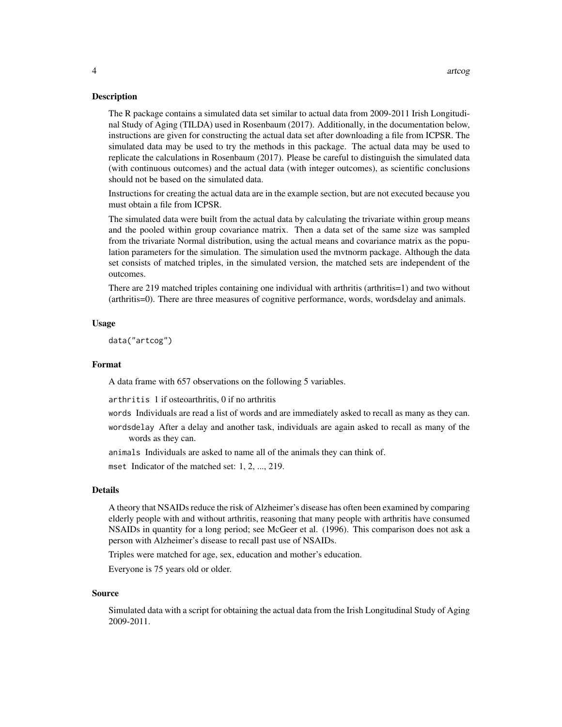## Description

The R package contains a simulated data set similar to actual data from 2009-2011 Irish Longitudinal Study of Aging (TILDA) used in Rosenbaum (2017). Additionally, in the documentation below, instructions are given for constructing the actual data set after downloading a file from ICPSR. The simulated data may be used to try the methods in this package. The actual data may be used to replicate the calculations in Rosenbaum (2017). Please be careful to distinguish the simulated data (with continuous outcomes) and the actual data (with integer outcomes), as scientific conclusions should not be based on the simulated data.

Instructions for creating the actual data are in the example section, but are not executed because you must obtain a file from ICPSR.

The simulated data were built from the actual data by calculating the trivariate within group means and the pooled within group covariance matrix. Then a data set of the same size was sampled from the trivariate Normal distribution, using the actual means and covariance matrix as the population parameters for the simulation. The simulation used the mvtnorm package. Although the data set consists of matched triples, in the simulated version, the matched sets are independent of the outcomes.

There are 219 matched triples containing one individual with arthritis (arthritis=1) and two without (arthritis=0). There are three measures of cognitive performance, words, wordsdelay and animals.

## Usage

```
data("artcog")
```

## Format

A data frame with 657 observations on the following 5 variables.

`arthritis` 1 if osteoarthritis, 0 if no arthritis

`words` Individuals are read a list of words and are immediately asked to recall as many as they can.

`wordsdelay` After a delay and another task, individuals are again asked to recall as many of the words as they can.

`animals` Individuals are asked to name all of the animals they can think of.

`mset` Indicator of the matched set: 1, 2, ..., 219.

## Details

A theory that NSAIDs reduce the risk of Alzheimer's disease has often been examined by comparing elderly people with and without arthritis, reasoning that many people with arthritis have consumed NSAIDs in quantity for a long period; see McGeer et al. (1996). This comparison does not ask a person with Alzheimer's disease to recall past use of NSAIDs.

Triples were matched for age, sex, education and mother's education.

Everyone is 75 years old or older.

## Source

Simulated data with a script for obtaining the actual data from the Irish Longitudinal Study of Aging 2009-2011.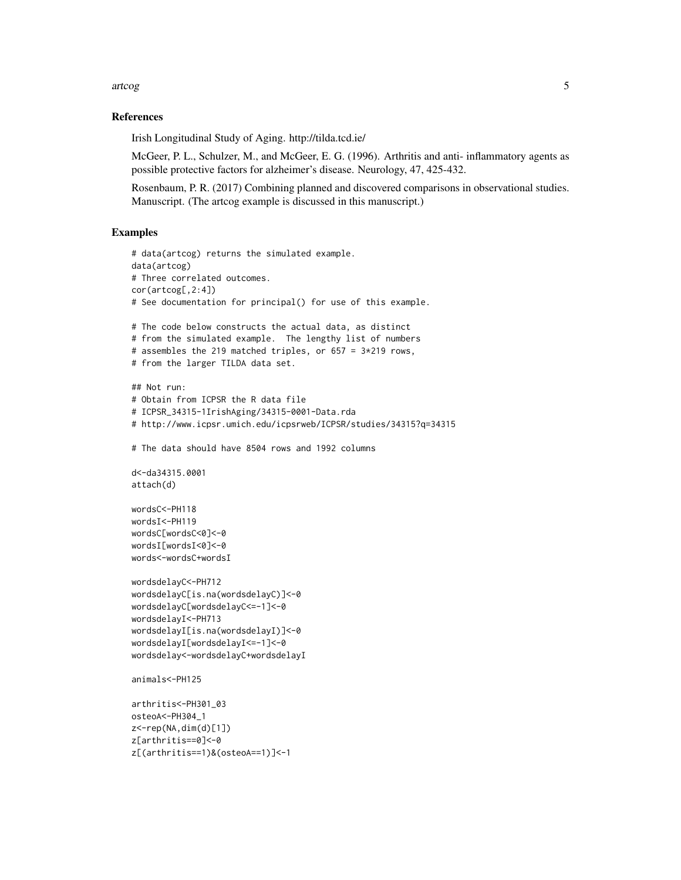## References

Irish Longitudinal Study of Aging. http://tilda.tcd.ie/

McGeer, P. L., Schulzer, M., and McGeer, E. G. (1996). Arthritis and anti- inflammatory agents as possible protective factors for alzheimer's disease. Neurology, 47, 425-432.

Rosenbaum, P. R. (2017) Combining planned and discovered comparisons in observational studies. Manuscript. (The artcog example is discussed in this manuscript.)

## Examples

```
# data(artcog) returns the simulated example.
data(artcog)
# Three correlated outcomes.
cor(artcog[,2:4])
# See documentation for principal() for use of this example.

# The code below constructs the actual data, as distinct
# from the simulated example.  The lengthy list of numbers
# assembles the 219 matched triples, or 657 = 3*219 rows,
# from the larger TILDA data set.

## Not run:
# Obtain from ICPSR the R data file
# ICPSR_34315-1IrishAging/34315-0001-Data.rda
# http://www.icpsr.umich.edu/icpsrweb/ICPSR/studies/34315?q=34315

# The data should have 8504 rows and 1992 columns

d<-da34315.0001
attach(d)

wordsC<-PH118
wordsI<-PH119
wordsC[wordsC<0]<-0
wordsI[wordsI<0]<-0
words<-wordsC+wordsI

wordsdelayC<-PH712
wordsdelayC[is.na(wordsdelayC)]<-0
wordsdelayC[wordsdelayC<=-1]<-0
wordsdelayI<-PH713
wordsdelayI[is.na(wordsdelayI)]<-0
wordsdelayI[wordsdelayI<=-1]<-0
wordsdelay<-wordsdelayC+wordsdelayI

animals<-PH125

arthritis<-PH301_03
osteoA<-PH304_1
z<-rep(NA,dim(d)[1])
z[arthritis==0]<-0
z[(arthritis==1)&(osteoA==1)]<-1
```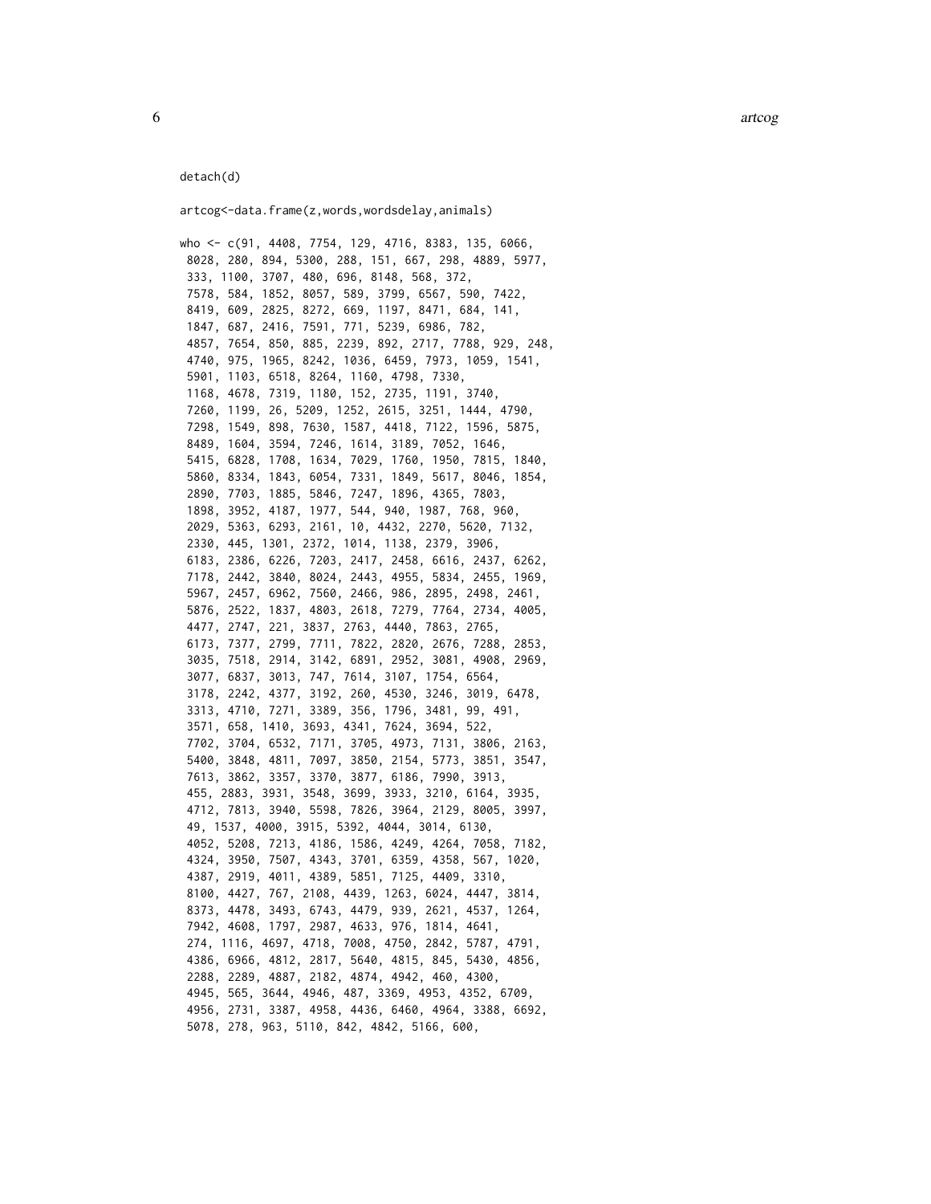```
detach(d)

artcog<-data.frame(z,words,wordsdelay,animals)

who <- c(91, 4408, 7754, 129, 4716, 8383, 135, 6066,
 8028, 280, 894, 5300, 288, 151, 667, 298, 4889, 5977,
 333, 1100, 3707, 480, 696, 8148, 568, 372,
 7578, 584, 1852, 8057, 589, 3799, 6567, 590, 7422,
 8419, 609, 2825, 8272, 669, 1197, 8471, 684, 141,
 1847, 687, 2416, 7591, 771, 5239, 6986, 782,
 4857, 7654, 850, 885, 2239, 892, 2717, 7788, 929, 248,
 4740, 975, 1965, 8242, 1036, 6459, 7973, 1059, 1541,
 5901, 1103, 6518, 8264, 1160, 4798, 7330,
 1168, 4678, 7319, 1180, 152, 2735, 1191, 3740,
 7260, 1199, 26, 5209, 1252, 2615, 3251, 1444, 4790,
 7298, 1549, 898, 7630, 1587, 4418, 7122, 1596, 5875,
 8489, 1604, 3594, 7246, 1614, 3189, 7052, 1646,
 5415, 6828, 1708, 1634, 7029, 1760, 1950, 7815, 1840,
 5860, 8334, 1843, 6054, 7331, 1849, 5617, 8046, 1854,
 2890, 7703, 1885, 5846, 7247, 1896, 4365, 7803,
 1898, 3952, 4187, 1977, 544, 940, 1987, 768, 960,
 2029, 5363, 6293, 2161, 10, 4432, 2270, 5620, 7132,
 2330, 445, 1301, 2372, 1014, 1138, 2379, 3906,
 6183, 2386, 6226, 7203, 2417, 2458, 6616, 2437, 6262,
 7178, 2442, 3840, 8024, 2443, 4955, 5834, 2455, 1969,
 5967, 2457, 6962, 7560, 2466, 986, 2895, 2498, 2461,
 5876, 2522, 1837, 4803, 2618, 7279, 7764, 2734, 4005,
 4477, 2747, 221, 3837, 2763, 4440, 7863, 2765,
 6173, 7377, 2799, 7711, 7822, 2820, 2676, 7288, 2853,
 3035, 7518, 2914, 3142, 6891, 2952, 3081, 4908, 2969,
 3077, 6837, 3013, 747, 7614, 3107, 1754, 6564,
 3178, 2242, 4377, 3192, 260, 4530, 3246, 3019, 6478,
 3313, 4710, 7271, 3389, 356, 1796, 3481, 99, 491,
 3571, 658, 1410, 3693, 4341, 7624, 3694, 522,
 7702, 3704, 6532, 7171, 3705, 4973, 7131, 3806, 2163,
 5400, 3848, 4811, 7097, 3850, 2154, 5773, 3851, 3547,
 7613, 3862, 3357, 3370, 3877, 6186, 7990, 3913,
 455, 2883, 3931, 3548, 3699, 3933, 3210, 6164, 3935,
 4712, 7813, 3940, 5598, 7826, 3964, 2129, 8005, 3997,
 49, 1537, 4000, 3915, 5392, 4044, 3014, 6130,
 4052, 5208, 7213, 4186, 1586, 4249, 4264, 7058, 7182,
 4324, 3950, 7507, 4343, 3701, 6359, 4358, 567, 1020,
 4387, 2919, 4011, 4389, 5851, 7125, 4409, 3310,
 8100, 4427, 767, 2108, 4439, 1263, 6024, 4447, 3814,
 8373, 4478, 3493, 6743, 4479, 939, 2621, 4537, 1264,
 7942, 4608, 1797, 2987, 4633, 976, 1814, 4641,
 274, 1116, 4697, 4718, 7008, 4750, 2842, 5787, 4791,
 4386, 6966, 4812, 2817, 5640, 4815, 845, 5430, 4856,
 2288, 2289, 4887, 2182, 4874, 4942, 460, 4300,
 4945, 565, 3644, 4946, 487, 3369, 4953, 4352, 6709,
 4956, 2731, 3387, 4958, 4436, 6460, 4964, 3388, 6692,
 5078, 278, 963, 5110, 842, 4842, 5166, 600,
```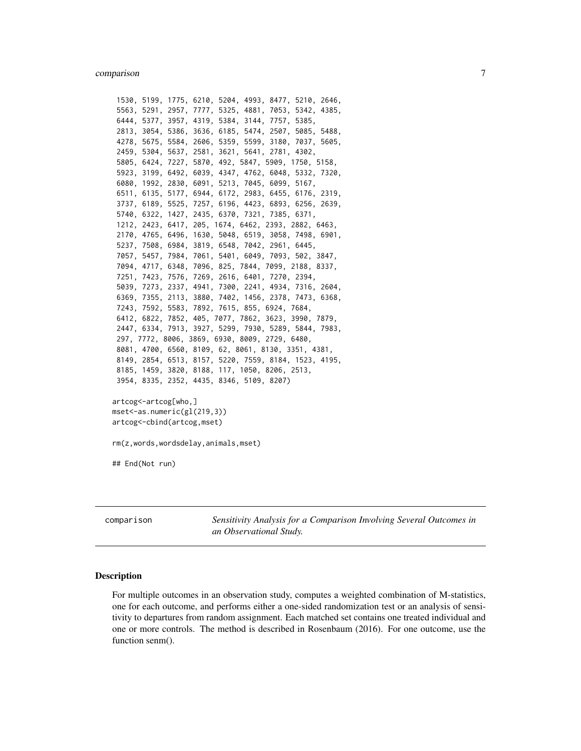```
 1530, 5199, 1775, 6210, 5204, 4993, 8477, 5210, 2646,
 5563, 5291, 2957, 7777, 5325, 4881, 7053, 5342, 4385,
 6444, 5377, 3957, 4319, 5384, 3144, 7757, 5385,
 2813, 3054, 5386, 3636, 6185, 5474, 2507, 5085, 5488,
 4278, 5675, 5584, 2606, 5359, 5599, 3180, 7037, 5605,
 2459, 5304, 5637, 2581, 3621, 5641, 2781, 4302,
 5805, 6424, 7227, 5870, 492, 5847, 5909, 1750, 5158,
 5923, 3199, 6492, 6039, 4347, 4762, 6048, 5332, 7320,
 6080, 1992, 2830, 6091, 5213, 7045, 6099, 5167,
 6511, 6135, 5177, 6944, 6172, 2983, 6455, 6176, 2319,
 3737, 6189, 5525, 7257, 6196, 4423, 6893, 6256, 2639,
 5740, 6322, 1427, 2435, 6370, 7321, 7385, 6371,
 1212, 2423, 6417, 205, 1674, 6462, 2393, 2882, 6463,
 2170, 4765, 6496, 1630, 5048, 6519, 3058, 7498, 6901,
 5237, 7508, 6984, 3819, 6548, 7042, 2961, 6445,
 7057, 5457, 7984, 7061, 5401, 6049, 7093, 502, 3847,
 7094, 4717, 6348, 7096, 825, 7844, 7099, 2188, 8337,
 7251, 7423, 7576, 7269, 2616, 6401, 7270, 2394,
 5039, 7273, 2337, 4941, 7300, 2241, 4934, 7316, 2604,
 6369, 7355, 2113, 3880, 7402, 1456, 2378, 7473, 6368,
 7243, 7592, 5583, 7892, 7615, 855, 6924, 7684,
 6412, 6822, 7852, 405, 7077, 7862, 3623, 3990, 7879,
 2447, 6334, 7913, 3927, 5299, 7930, 5289, 5844, 7983,
 297, 7772, 8006, 3869, 6930, 8009, 2729, 6480,
 8081, 4700, 6560, 8109, 62, 8061, 8130, 3351, 4381,
 8149, 2854, 6513, 8157, 5220, 7559, 8184, 1523, 4195,
 8185, 1459, 3820, 8188, 117, 1050, 8206, 2513,
 3954, 8335, 2352, 4435, 8346, 5109, 8207)

artcog<-artcog[who,]
mset<-as.numeric(gl(219,3))
artcog<-cbind(artcog,mset)

rm(z,words,wordsdelay,animals,mset)

## End(Not run)
```

---

comparison — *Sensitivity Analysis for a Comparison Involving Several Outcomes in an Observational Study.*

---

## Description

For multiple outcomes in an observation study, computes a weighted combination of M-statistics, one for each outcome, and performs either a one-sided randomization test or an analysis of sensitivity to departures from random assignment. Each matched set contains one treated individual and one or more controls. The method is described in Rosenbaum (2016). For one outcome, use the function senm().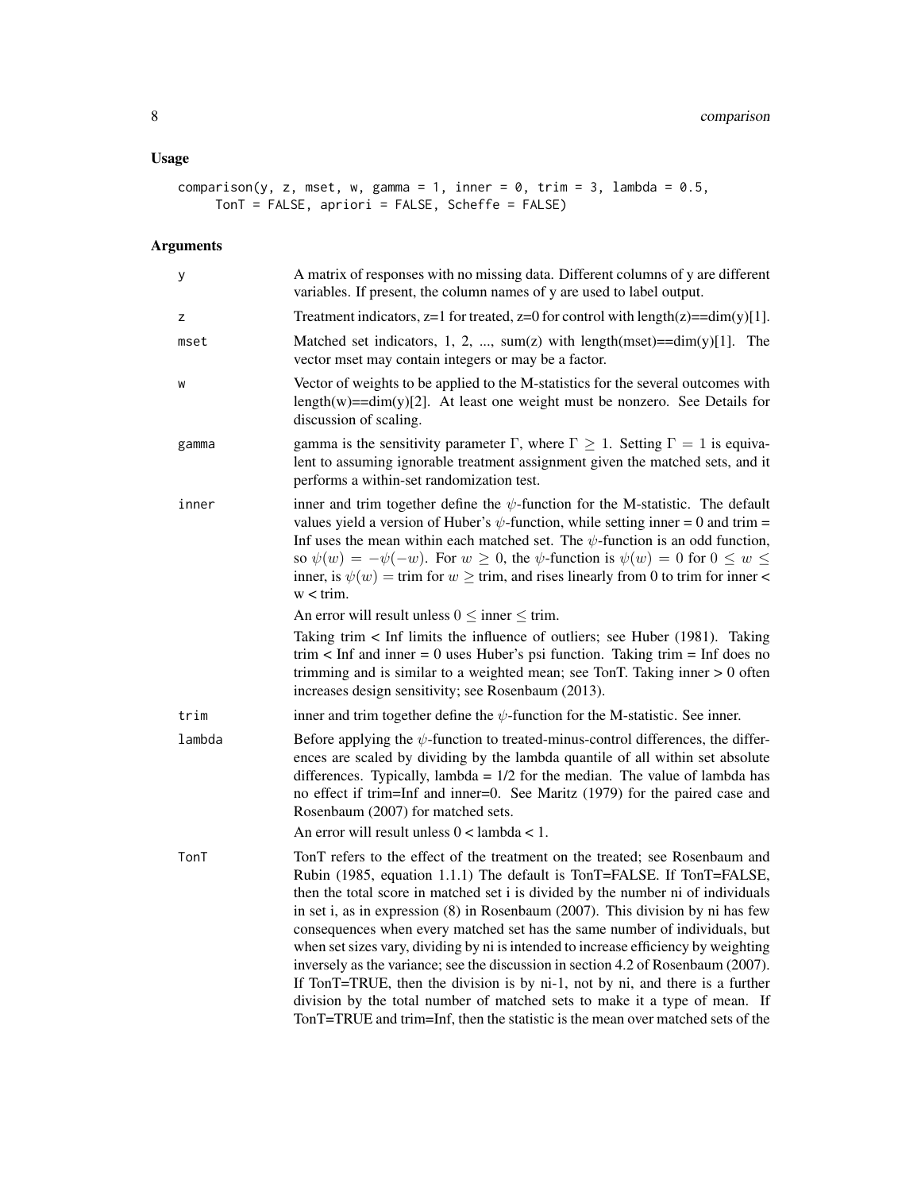## Usage

```
comparison(y, z, mset, w, gamma = 1, inner = 0, trim = 3, lambda = 0.5,
     TonT = FALSE, apriori = FALSE, Scheffe = FALSE)
```

## Arguments

| | |
|---|---|
| y | A matrix of responses with no missing data. Different columns of y are different variables. If present, the column names of y are used to label output. |
| z | Treatment indicators, z=1 for treated, z=0 for control with length(z)==dim(y)[1]. |
| mset | Matched set indicators, 1, 2, ..., sum(z) with length(mset)==dim(y)[1]. The vector mset may contain integers or may be a factor. |
| w | Vector of weights to be applied to the M-statistics for the several outcomes with length(w)==dim(y)[2]. At least one weight must be nonzero. See Details for discussion of scaling. |
| gamma | gamma is the sensitivity parameter $\Gamma$, where $\Gamma \geq 1$. Setting $\Gamma = 1$ is equivalent to assuming ignorable treatment assignment given the matched sets, and it performs a within-set randomization test. |
| inner | inner and trim together define the $\psi$-function for the M-statistic. The default values yield a version of Huber's $\psi$-function, while setting inner = 0 and trim = Inf uses the mean within each matched set. The $\psi$-function is an odd function, so $\psi(w) = -\psi(-w)$. For $w \geq 0$, the $\psi$-function is $\psi(w) = 0$ for $0 \leq w \leq$ inner, is $\psi(w) =$ trim for $w \geq$ trim, and rises linearly from 0 to trim for inner < w < trim. <br><br> An error will result unless $0 \leq$ inner $\leq$ trim. <br><br> Taking trim < Inf limits the influence of outliers; see Huber (1981). Taking trim < Inf and inner = 0 uses Huber's psi function. Taking trim = Inf does no trimming and is similar to a weighted mean; see TonT. Taking inner > 0 often increases design sensitivity; see Rosenbaum (2013). |
| trim | inner and trim together define the $\psi$-function for the M-statistic. See inner. |
| lambda | Before applying the $\psi$-function to treated-minus-control differences, the differences are scaled by dividing by the lambda quantile of all within set absolute differences. Typically, lambda = 1/2 for the median. The value of lambda has no effect if trim=Inf and inner=0. See Maritz (1979) for the paired case and Rosenbaum (2007) for matched sets. <br><br> An error will result unless 0 < lambda < 1. |
| TonT | TonT refers to the effect of the treatment on the treated; see Rosenbaum and Rubin (1985, equation 1.1.1) The default is TonT=FALSE. If TonT=FALSE, then the total score in matched set i is divided by the number ni of individuals in set i, as in expression (8) in Rosenbaum (2007). This division by ni has few consequences when every matched set has the same number of individuals, but when set sizes vary, dividing by ni is intended to increase efficiency by weighting inversely as the variance; see the discussion in section 4.2 of Rosenbaum (2007). If TonT=TRUE, then the division is by ni-1, not by ni, and there is a further division by the total number of matched sets to make it a type of mean. If TonT=TRUE and trim=Inf, then the statistic is the mean over matched sets of the |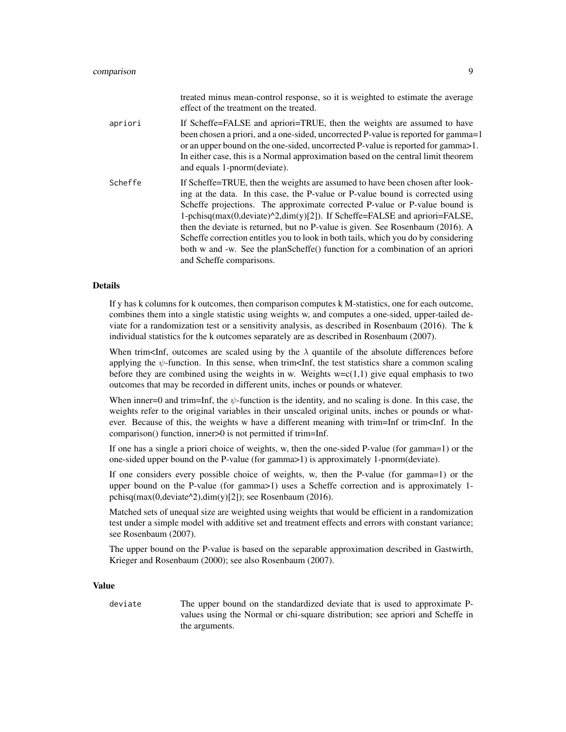treated minus mean-control response, so it is weighted to estimate the average effect of the treatment on the treated.

apriori
: If Scheffe=FALSE and apriori=TRUE, then the weights are assumed to have been chosen a priori, and a one-sided, uncorrected P-value is reported for gamma=1 or an upper bound on the one-sided, uncorrected P-value is reported for gamma>1. In either case, this is a Normal approximation based on the central limit theorem and equals 1-pnorm(deviate).

Scheffe
: If Scheffe=TRUE, then the weights are assumed to have been chosen after looking at the data. In this case, the P-value or P-value bound is corrected using Scheffe projections. The approximate corrected P-value or P-value bound is 1-pchisq(max(0,deviate)^2,dim(y)[2]). If Scheffe=FALSE and apriori=FALSE, then the deviate is returned, but no P-value is given. See Rosenbaum (2016). A Scheffe correction entitles you to look in both tails, which you do by considering both w and -w. See the planScheffe() function for a combination of an apriori and Scheffe comparisons.

## Details

If y has k columns for k outcomes, then comparison computes k M-statistics, one for each outcome, combines them into a single statistic using weights w, and computes a one-sided, upper-tailed deviate for a randomization test or a sensitivity analysis, as described in Rosenbaum (2016). The k individual statistics for the k outcomes separately are as described in Rosenbaum (2007).

When trim<Inf, outcomes are scaled using by the $\lambda$ quantile of the absolute differences before applying the $\psi$-function. In this sense, when trim<Inf, the test statistics share a common scaling before they are combined using the weights in w. Weights w=c(1,1) give equal emphasis to two outcomes that may be recorded in different units, inches or pounds or whatever.

When inner=0 and trim=Inf, the $\psi$-function is the identity, and no scaling is done. In this case, the weights refer to the original variables in their unscaled original units, inches or pounds or whatever. Because of this, the weights w have a different meaning with trim=Inf or trim<Inf. In the comparison() function, inner>0 is not permitted if trim=Inf.

If one has a single a priori choice of weights, w, then the one-sided P-value (for gamma=1) or the one-sided upper bound on the P-value (for gamma>1) is approximately 1-pnorm(deviate).

If one considers every possible choice of weights, w, then the P-value (for gamma=1) or the upper bound on the P-value (for gamma>1) uses a Scheffe correction and is approximately 1-pchisq(max(0,deviate^2),dim(y)[2]); see Rosenbaum (2016).

Matched sets of unequal size are weighted using weights that would be efficient in a randomization test under a simple model with additive set and treatment effects and errors with constant variance; see Rosenbaum (2007).

The upper bound on the P-value is based on the separable approximation described in Gastwirth, Krieger and Rosenbaum (2000); see also Rosenbaum (2007).

## Value

deviate
: The upper bound on the standardized deviate that is used to approximate P-values using the Normal or chi-square distribution; see apriori and Scheffe in the arguments.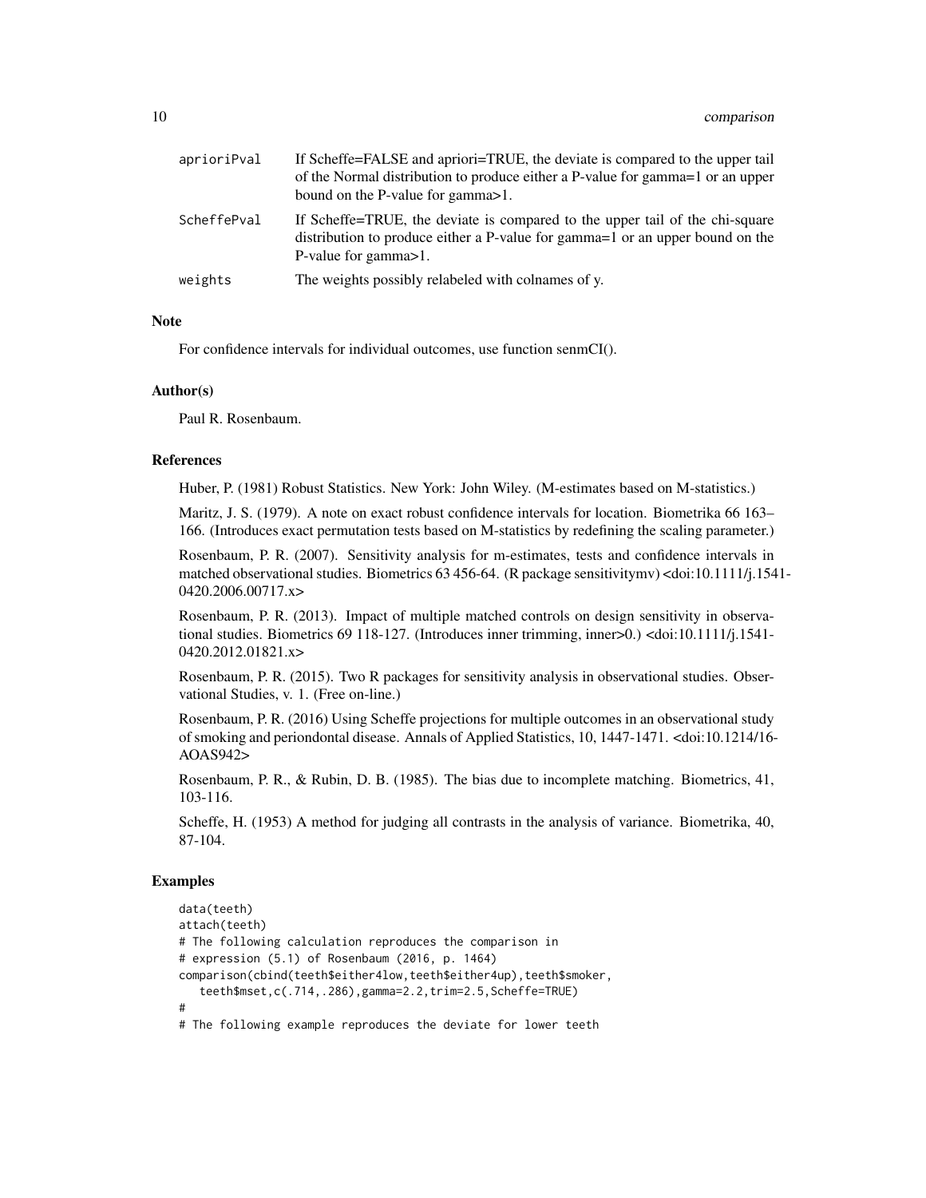| | |
|---|---|
| aprioriPval | If Scheffe=FALSE and apriori=TRUE, the deviate is compared to the upper tail of the Normal distribution to produce either a P-value for gamma=1 or an upper bound on the P-value for gamma>1. |
| ScheffePval | If Scheffe=TRUE, the deviate is compared to the upper tail of the chi-square distribution to produce either a P-value for gamma=1 or an upper bound on the P-value for gamma>1. |
| weights | The weights possibly relabeled with colnames of y. |

### Note

For confidence intervals for individual outcomes, use function senmCI().

### Author(s)

Paul R. Rosenbaum.

### References

Huber, P. (1981) Robust Statistics. New York: John Wiley. (M-estimates based on M-statistics.)

Maritz, J. S. (1979). A note on exact robust confidence intervals for location. Biometrika 66 163–166. (Introduces exact permutation tests based on M-statistics by redefining the scaling parameter.)

Rosenbaum, P. R. (2007). Sensitivity analysis for m-estimates, tests and confidence intervals in matched observational studies. Biometrics 63 456-64. (R package sensitivitymv) <doi:10.1111/j.1541-0420.2006.00717.x>

Rosenbaum, P. R. (2013). Impact of multiple matched controls on design sensitivity in observational studies. Biometrics 69 118-127. (Introduces inner trimming, inner>0.) <doi:10.1111/j.1541-0420.2012.01821.x>

Rosenbaum, P. R. (2015). Two R packages for sensitivity analysis in observational studies. Observational Studies, v. 1. (Free on-line.)

Rosenbaum, P. R. (2016) Using Scheffe projections for multiple outcomes in an observational study of smoking and periondontal disease. Annals of Applied Statistics, 10, 1447-1471. <doi:10.1214/16-AOAS942>

Rosenbaum, P. R., & Rubin, D. B. (1985). The bias due to incomplete matching. Biometrics, 41, 103-116.

Scheffe, H. (1953) A method for judging all contrasts in the analysis of variance. Biometrika, 40, 87-104.

### Examples

```
data(teeth)
attach(teeth)
# The following calculation reproduces the comparison in
# expression (5.1) of Rosenbaum (2016, p. 1464)
comparison(cbind(teeth$either4low,teeth$either4up),teeth$smoker,
   teeth$mset,c(.714,.286),gamma=2.2,trim=2.5,Scheffe=TRUE)
#
# The following example reproduces the deviate for lower teeth
```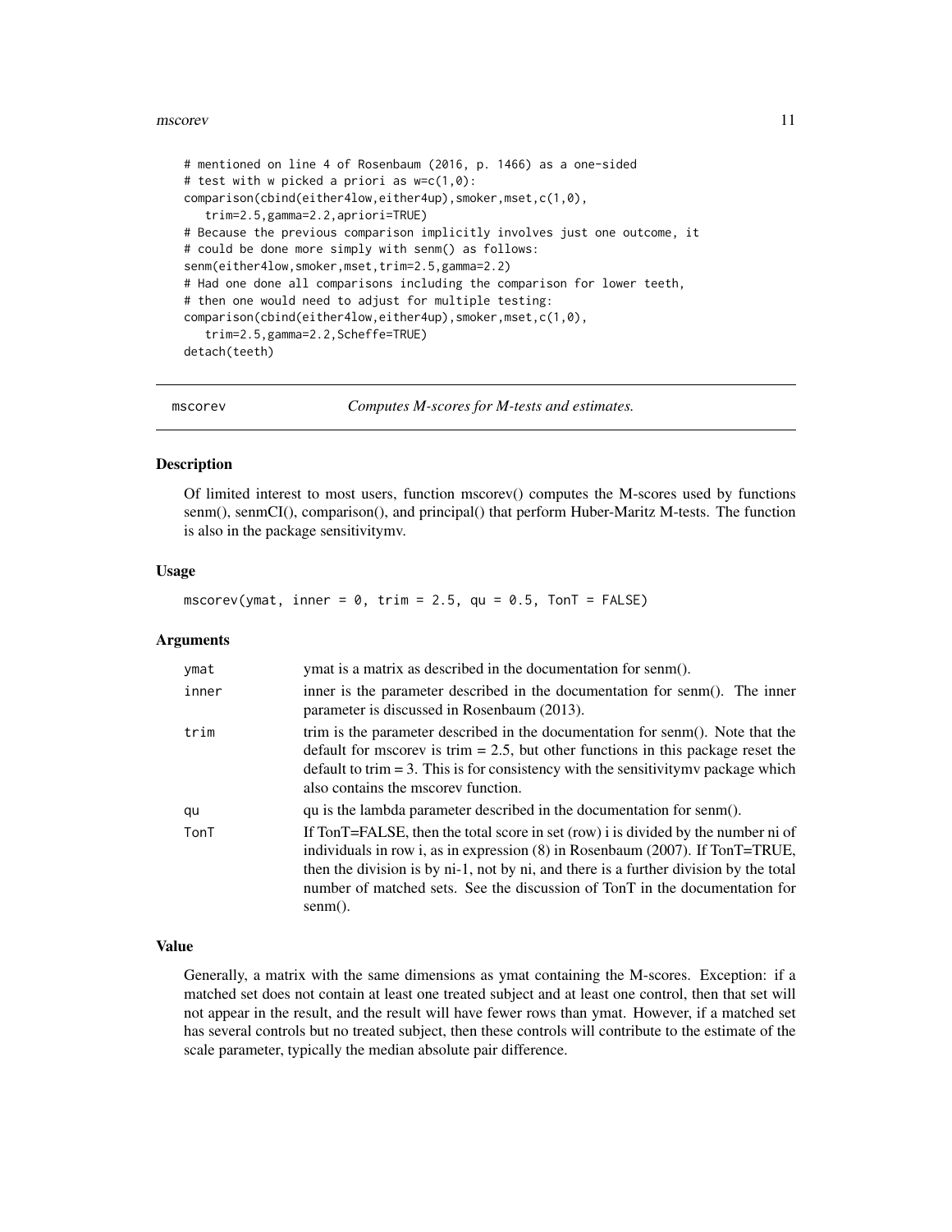```
# mentioned on line 4 of Rosenbaum (2016, p. 1466) as a one-sided
# test with w picked a priori as w=c(1,0):
comparison(cbind(either4low,either4up),smoker,mset,c(1,0),
   trim=2.5,gamma=2.2,apriori=TRUE)
# Because the previous comparison implicitly involves just one outcome, it
# could be done more simply with senm() as follows:
senm(either4low,smoker,mset,trim=2.5,gamma=2.2)
# Had one done all comparisons including the comparison for lower teeth,
# then one would need to adjust for multiple testing:
comparison(cbind(either4low,either4up),smoker,mset,c(1,0),
   trim=2.5,gamma=2.2,Scheffe=TRUE)
detach(teeth)
```

---

## mscorev — *Computes M-scores for M-tests and estimates.*

### Description

Of limited interest to most users, function mscorev() computes the M-scores used by functions senm(), senmCI(), comparison(), and principal() that perform Huber-Maritz M-tests. The function is also in the package sensitivitymv.

### Usage

```
mscorev(ymat, inner = 0, trim = 2.5, qu = 0.5, TonT = FALSE)
```

### Arguments

| | |
|---|---|
| ymat | ymat is a matrix as described in the documentation for senm(). |
| inner | inner is the parameter described in the documentation for senm(). The inner parameter is discussed in Rosenbaum (2013). |
| trim | trim is the parameter described in the documentation for senm(). Note that the default for mscorev is trim = 2.5, but other functions in this package reset the default to trim = 3. This is for consistency with the sensitivitymv package which also contains the mscorev function. |
| qu | qu is the lambda parameter described in the documentation for senm(). |
| TonT | If TonT=FALSE, then the total score in set (row) i is divided by the number ni of individuals in row i, as in expression (8) in Rosenbaum (2007). If TonT=TRUE, then the division is by ni-1, not by ni, and there is a further division by the total number of matched sets. See the discussion of TonT in the documentation for senm(). |

### Value

Generally, a matrix with the same dimensions as ymat containing the M-scores. Exception: if a matched set does not contain at least one treated subject and at least one control, then that set will not appear in the result, and the result will have fewer rows than ymat. However, if a matched set has several controls but no treated subject, then these controls will contribute to the estimate of the scale parameter, typically the median absolute pair difference.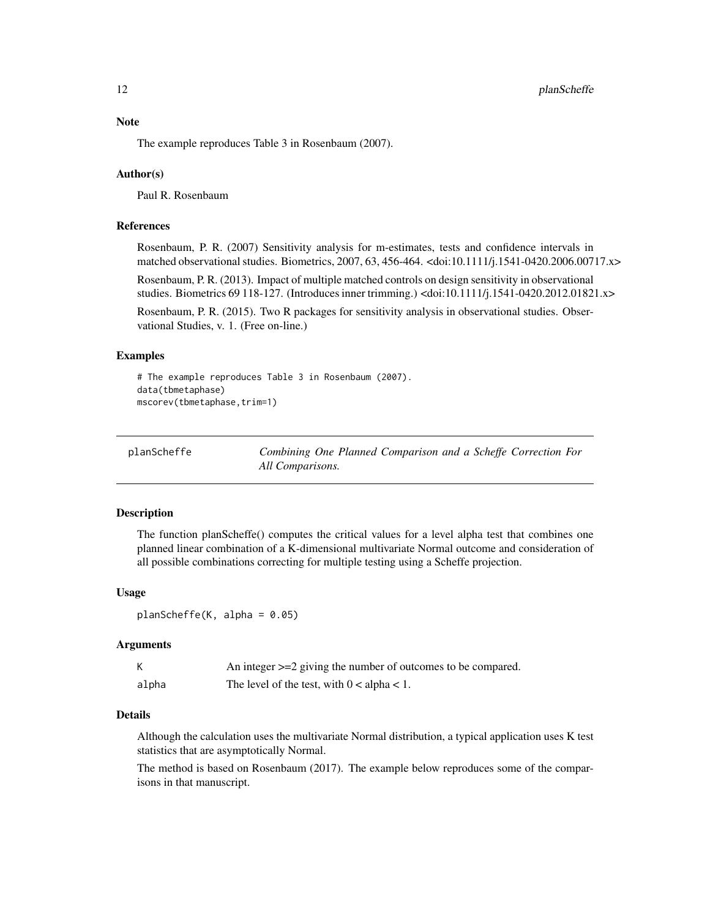### Note

The example reproduces Table 3 in Rosenbaum (2007).

### Author(s)

Paul R. Rosenbaum

### References

Rosenbaum, P. R. (2007) Sensitivity analysis for m-estimates, tests and confidence intervals in matched observational studies. Biometrics, 2007, 63, 456-464. <doi:10.1111/j.1541-0420.2006.00717.x>

Rosenbaum, P. R. (2013). Impact of multiple matched controls on design sensitivity in observational studies. Biometrics 69 118-127. (Introduces inner trimming.) <doi:10.1111/j.1541-0420.2012.01821.x>

Rosenbaum, P. R. (2015). Two R packages for sensitivity analysis in observational studies. Observational Studies, v. 1. (Free on-line.)

### Examples

```
# The example reproduces Table 3 in Rosenbaum (2007).
data(tbmetaphase)
mscorev(tbmetaphase,trim=1)
```

---

## planScheffe — *Combining One Planned Comparison and a Scheffe Correction For All Comparisons.*

---

### Description

The function planScheffe() computes the critical values for a level alpha test that combines one planned linear combination of a K-dimensional multivariate Normal outcome and consideration of all possible combinations correcting for multiple testing using a Scheffe projection.

### Usage

```
planScheffe(K, alpha = 0.05)
```

### Arguments

| | |
|---|---|
| K | An integer >=2 giving the number of outcomes to be compared. |
| alpha | The level of the test, with 0 < alpha < 1. |

### Details

Although the calculation uses the multivariate Normal distribution, a typical application uses K test statistics that are asymptotically Normal.

The method is based on Rosenbaum (2017). The example below reproduces some of the comparisons in that manuscript.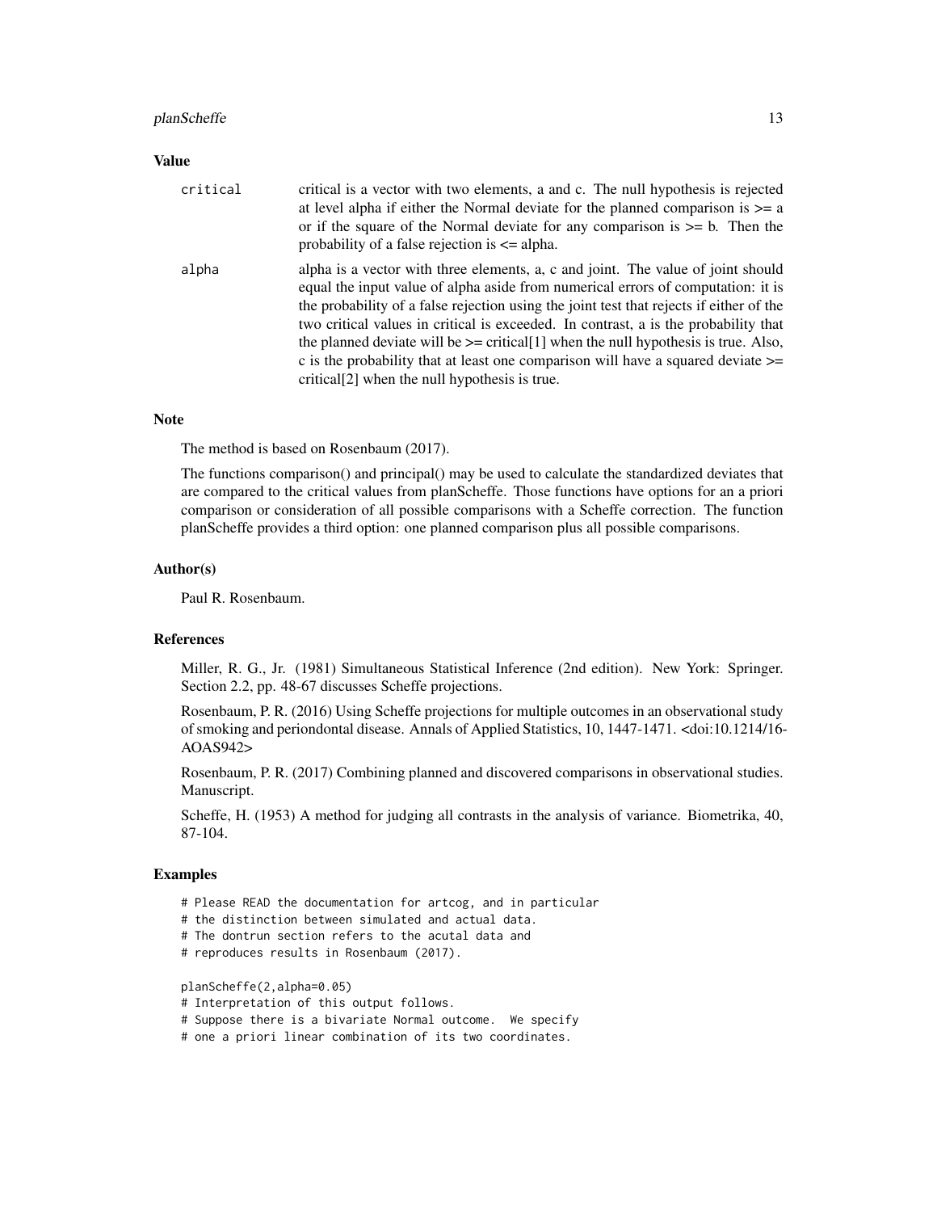### Value

critical
: critical is a vector with two elements, a and c. The null hypothesis is rejected at level alpha if either the Normal deviate for the planned comparison is >= a or if the square of the Normal deviate for any comparison is >= b. Then the probability of a false rejection is <= alpha.

alpha
: alpha is a vector with three elements, a, c and joint. The value of joint should equal the input value of alpha aside from numerical errors of computation: it is the probability of a false rejection using the joint test that rejects if either of the two critical values in critical is exceeded. In contrast, a is the probability that the planned deviate will be >= critical[1] when the null hypothesis is true. Also, c is the probability that at least one comparison will have a squared deviate >= critical[2] when the null hypothesis is true.

### Note

The method is based on Rosenbaum (2017).

The functions comparison() and principal() may be used to calculate the standardized deviates that are compared to the critical values from planScheffe. Those functions have options for an a priori comparison or consideration of all possible comparisons with a Scheffe correction. The function planScheffe provides a third option: one planned comparison plus all possible comparisons.

### Author(s)

Paul R. Rosenbaum.

### References

Miller, R. G., Jr. (1981) Simultaneous Statistical Inference (2nd edition). New York: Springer. Section 2.2, pp. 48-67 discusses Scheffe projections.

Rosenbaum, P. R. (2016) Using Scheffe projections for multiple outcomes in an observational study of smoking and periondontal disease. Annals of Applied Statistics, 10, 1447-1471. <doi:10.1214/16-AOAS942>

Rosenbaum, P. R. (2017) Combining planned and discovered comparisons in observational studies. Manuscript.

Scheffe, H. (1953) A method for judging all contrasts in the analysis of variance. Biometrika, 40, 87-104.

### Examples

```
# Please READ the documentation for artcog, and in particular
# the distinction between simulated and actual data.
# The dontrun section refers to the acutal data and
# reproduces results in Rosenbaum (2017).

planScheffe(2,alpha=0.05)
# Interpretation of this output follows.
# Suppose there is a bivariate Normal outcome.  We specify
# one a priori linear combination of its two coordinates.
```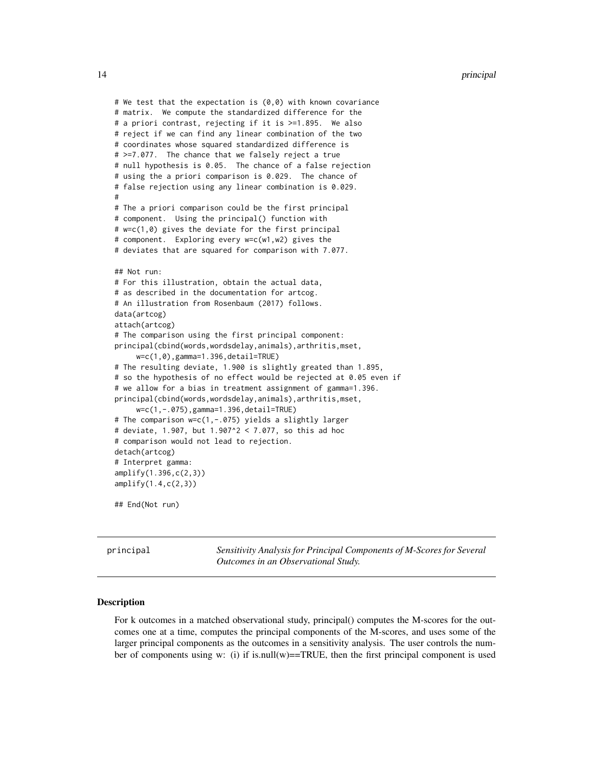```
# We test that the expectation is (0,0) with known covariance
# matrix.  We compute the standardized difference for the
# a priori contrast, rejecting if it is >=1.895.  We also
# reject if we can find any linear combination of the two
# coordinates whose squared standardized difference is
# >=7.077.  The chance that we falsely reject a true
# null hypothesis is 0.05.  The chance of a false rejection
# using the a priori comparison is 0.029.  The chance of
# false rejection using any linear combination is 0.029.
#
# The a priori comparison could be the first principal
# component.  Using the principal() function with
# w=c(1,0) gives the deviate for the first principal
# component.  Exploring every w=c(w1,w2) gives the
# deviates that are squared for comparison with 7.077.

## Not run:
# For this illustration, obtain the actual data,
# as described in the documentation for artcog.
# An illustration from Rosenbaum (2017) follows.
data(artcog)
attach(artcog)
# The comparison using the first principal component:
principal(cbind(words,wordsdelay,animals),arthritis,mset,
     w=c(1,0),gamma=1.396,detail=TRUE)
# The resulting deviate, 1.900 is slightly greated than 1.895,
# so the hypothesis of no effect would be rejected at 0.05 even if
# we allow for a bias in treatment assignment of gamma=1.396.
principal(cbind(words,wordsdelay,animals),arthritis,mset,
     w=c(1,-.075),gamma=1.396,detail=TRUE)
# The comparison w=c(1,-.075) yields a slightly larger
# deviate, 1.907, but 1.907^2 < 7.077, so this ad hoc
# comparison would not lead to rejection.
detach(artcog)
# Interpret gamma:
amplify(1.396,c(2,3))
amplify(1.4,c(2,3))

## End(Not run)
```

---

principal — *Sensitivity Analysis for Principal Components of M-Scores for Several Outcomes in an Observational Study.*

---

### Description

For k outcomes in a matched observational study, principal() computes the M-scores for the outcomes one at a time, computes the principal components of the M-scores, and uses some of the larger principal components as the outcomes in a sensitivity analysis. The user controls the number of components using w: (i) if is.null(w)==TRUE, then the first principal component is used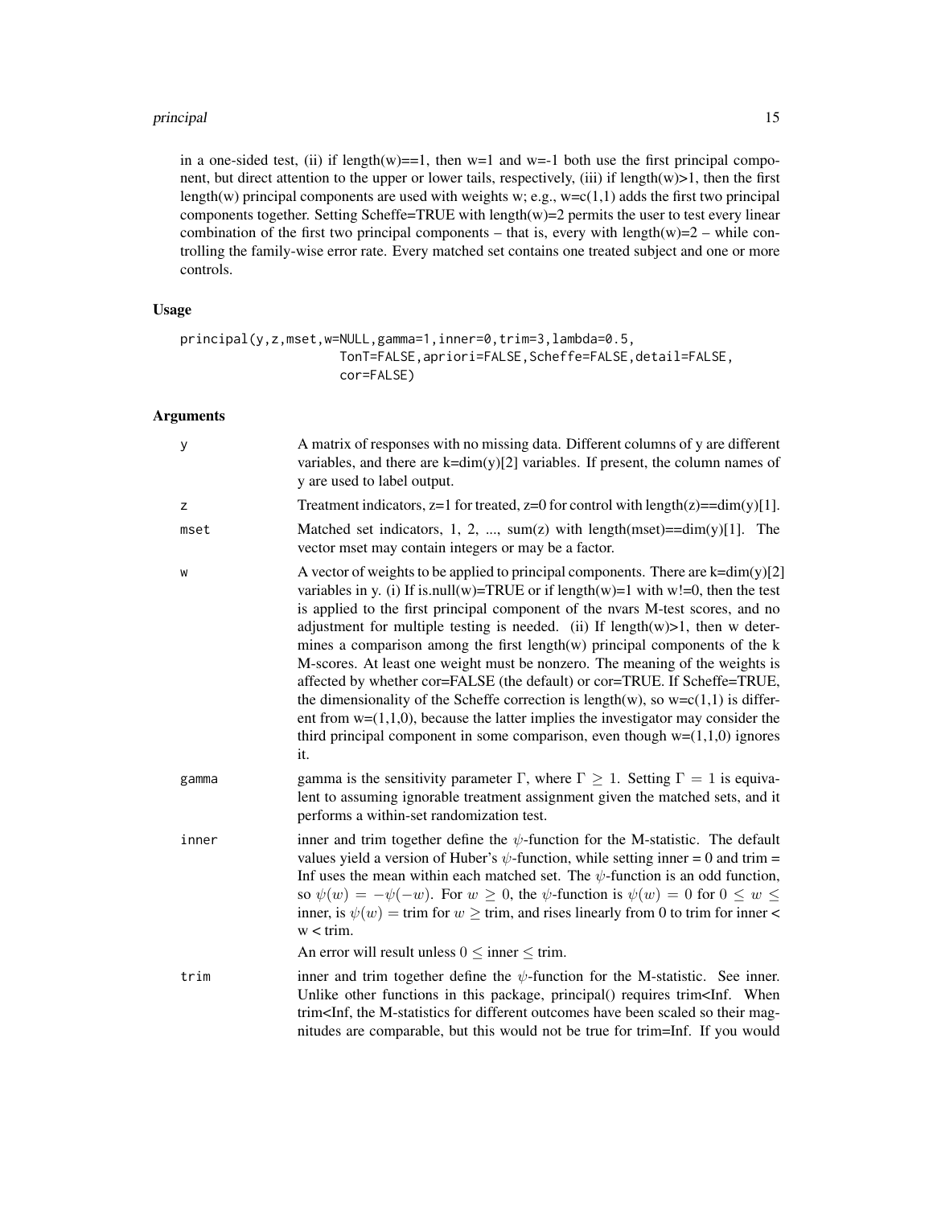in a one-sided test, (ii) if length(w)==1, then w=1 and w=-1 both use the first principal component, but direct attention to the upper or lower tails, respectively, (iii) if length(w)>1, then the first length(w) principal components are used with weights w; e.g., w=c(1,1) adds the first two principal components together. Setting Scheffe=TRUE with length(w)=2 permits the user to test every linear combination of the first two principal components – that is, every with length(w)=2 – while controlling the family-wise error rate. Every matched set contains one treated subject and one or more controls.

### Usage

```
principal(y,z,mset,w=NULL,gamma=1,inner=0,trim=3,lambda=0.5,
                    TonT=FALSE,apriori=FALSE,Scheffe=FALSE,detail=FALSE,
                    cor=FALSE)
```

### Arguments

| | |
|---|---|
| y | A matrix of responses with no missing data. Different columns of y are different variables, and there are k=dim(y)[2] variables. If present, the column names of y are used to label output. |
| z | Treatment indicators, z=1 for treated, z=0 for control with length(z)==dim(y)[1]. |
| mset | Matched set indicators, 1, 2, ..., sum(z) with length(mset)==dim(y)[1]. The vector mset may contain integers or may be a factor. |
| w | A vector of weights to be applied to principal components. There are k=dim(y)[2] variables in y. (i) If is.null(w)=TRUE or if length(w)=1 with w!=0, then the test is applied to the first principal component of the nvars M-test scores, and no adjustment for multiple testing is needed. (ii) If length(w)>1, then w determines a comparison among the first length(w) principal components of the k M-scores. At least one weight must be nonzero. The meaning of the weights is affected by whether cor=FALSE (the default) or cor=TRUE. If Scheffe=TRUE, the dimensionality of the Scheffe correction is length(w), so w=c(1,1) is different from w=(1,1,0), because the latter implies the investigator may consider the third principal component in some comparison, even though w=(1,1,0) ignores it. |
| gamma | gamma is the sensitivity parameter $\Gamma$, where $\Gamma \geq 1$. Setting $\Gamma = 1$ is equivalent to assuming ignorable treatment assignment given the matched sets, and it performs a within-set randomization test. |
| inner | inner and trim together define the $\psi$-function for the M-statistic. The default values yield a version of Huber's $\psi$-function, while setting inner = 0 and trim = Inf uses the mean within each matched set. The $\psi$-function is an odd function, so $\psi(w) = -\psi(-w)$. For $w \geq 0$, the $\psi$-function is $\psi(w) = 0$ for $0 \leq w \leq$ inner, is $\psi(w) =$ trim for $w \geq$ trim, and rises linearly from 0 to trim for inner < w < trim. An error will result unless $0 \leq$ inner $\leq$ trim. |
| trim | inner and trim together define the $\psi$-function for the M-statistic. See inner. Unlike other functions in this package, principal() requires trim<Inf. When trim<Inf, the M-statistics for different outcomes have been scaled so their magnitudes are comparable, but this would not be true for trim=Inf. If you would |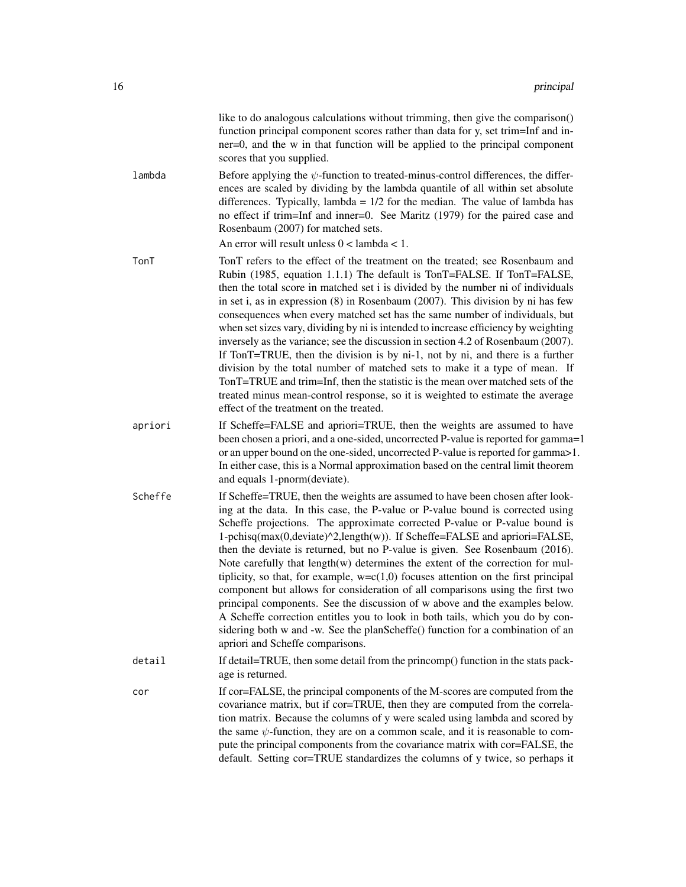like to do analogous calculations without trimming, then give the comparison() function principal component scores rather than data for y, set trim=Inf and inner=0, and the w in that function will be applied to the principal component scores that you supplied.

**lambda**
: Before applying the $\psi$-function to treated-minus-control differences, the differences are scaled by dividing by the lambda quantile of all within set absolute differences. Typically, lambda = 1/2 for the median. The value of lambda has no effect if trim=Inf and inner=0. See Maritz (1979) for the paired case and Rosenbaum (2007) for matched sets.

  An error will result unless 0 < lambda < 1.

**TonT**
: TonT refers to the effect of the treatment on the treated; see Rosenbaum and Rubin (1985, equation 1.1.1) The default is TonT=FALSE. If TonT=FALSE, then the total score in matched set i is divided by the number ni of individuals in set i, as in expression (8) in Rosenbaum (2007). This division by ni has few consequences when every matched set has the same number of individuals, but when set sizes vary, dividing by ni is intended to increase efficiency by weighting inversely as the variance; see the discussion in section 4.2 of Rosenbaum (2007). If TonT=TRUE, then the division is by ni-1, not by ni, and there is a further division by the total number of matched sets to make it a type of mean. If TonT=TRUE and trim=Inf, then the statistic is the mean over matched sets of the treated minus mean-control response, so it is weighted to estimate the average effect of the treatment on the treated.

**apriori**
: If Scheffe=FALSE and apriori=TRUE, then the weights are assumed to have been chosen a priori, and a one-sided, uncorrected P-value is reported for gamma=1 or an upper bound on the one-sided, uncorrected P-value is reported for gamma>1. In either case, this is a Normal approximation based on the central limit theorem and equals 1-pnorm(deviate).

**Scheffe**
: If Scheffe=TRUE, then the weights are assumed to have been chosen after looking at the data. In this case, the P-value or P-value bound is corrected using Scheffe projections. The approximate corrected P-value or P-value bound is 1-pchisq(max(0,deviate)^2,length(w)). If Scheffe=FALSE and apriori=FALSE, then the deviate is returned, but no P-value is given. See Rosenbaum (2016). Note carefully that length(w) determines the extent of the correction for multiplicity, so that, for example, w=c(1,0) focuses attention on the first principal component but allows for consideration of all comparisons using the first two principal components. See the discussion of w above and the examples below. A Scheffe correction entitles you to look in both tails, which you do by considering both w and -w. See the planScheffe() function for a combination of an apriori and Scheffe comparisons.

**detail**
: If detail=TRUE, then some detail from the princomp() function in the stats package is returned.

**cor**
: If cor=FALSE, the principal components of the M-scores are computed from the covariance matrix, but if cor=TRUE, then they are computed from the correlation matrix. Because the columns of y were scaled using lambda and scored by the same $\psi$-function, they are on a common scale, and it is reasonable to compute the principal components from the covariance matrix with cor=FALSE, the default. Setting cor=TRUE standardizes the columns of y twice, so perhaps it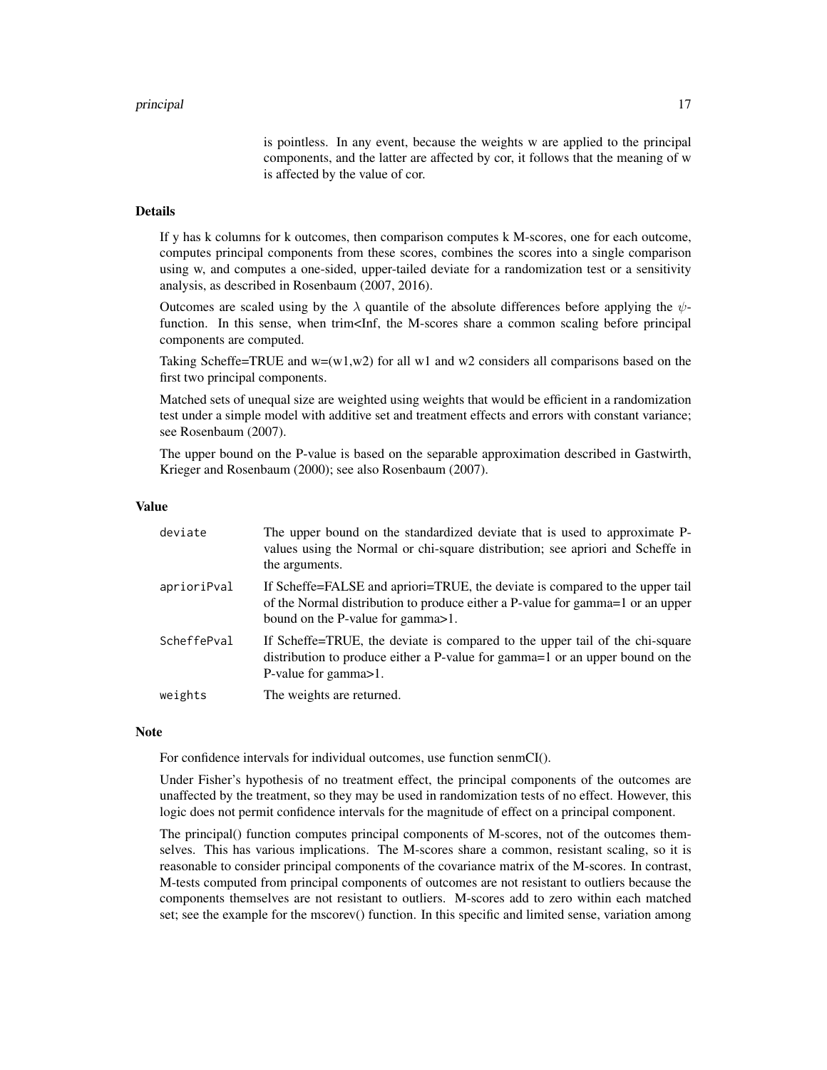is pointless. In any event, because the weights w are applied to the principal components, and the latter are affected by cor, it follows that the meaning of w is affected by the value of cor.

### Details

If y has k columns for k outcomes, then comparison computes k M-scores, one for each outcome, computes principal components from these scores, combines the scores into a single comparison using w, and computes a one-sided, upper-tailed deviate for a randomization test or a sensitivity analysis, as described in Rosenbaum (2007, 2016).

Outcomes are scaled using by the $\lambda$ quantile of the absolute differences before applying the $\psi$-function. In this sense, when trim<Inf, the M-scores share a common scaling before principal components are computed.

Taking Scheffe=TRUE and w=(w1,w2) for all w1 and w2 considers all comparisons based on the first two principal components.

Matched sets of unequal size are weighted using weights that would be efficient in a randomization test under a simple model with additive set and treatment effects and errors with constant variance; see Rosenbaum (2007).

The upper bound on the P-value is based on the separable approximation described in Gastwirth, Krieger and Rosenbaum (2000); see also Rosenbaum (2007).

### Value

| | |
|---|---|
| `deviate` | The upper bound on the standardized deviate that is used to approximate P-values using the Normal or chi-square distribution; see apriori and Scheffe in the arguments. |
| `aprioriPval` | If Scheffe=FALSE and apriori=TRUE, the deviate is compared to the upper tail of the Normal distribution to produce either a P-value for gamma=1 or an upper bound on the P-value for gamma>1. |
| `ScheffePval` | If Scheffe=TRUE, the deviate is compared to the upper tail of the chi-square distribution to produce either a P-value for gamma=1 or an upper bound on the P-value for gamma>1. |
| `weights` | The weights are returned. |

### Note

For confidence intervals for individual outcomes, use function senmCI().

Under Fisher's hypothesis of no treatment effect, the principal components of the outcomes are unaffected by the treatment, so they may be used in randomization tests of no effect. However, this logic does not permit confidence intervals for the magnitude of effect on a principal component.

The principal() function computes principal components of M-scores, not of the outcomes themselves. This has various implications. The M-scores share a common, resistant scaling, so it is reasonable to consider principal components of the covariance matrix of the M-scores. In contrast, M-tests computed from principal components of outcomes are not resistant to outliers because the components themselves are not resistant to outliers. M-scores add to zero within each matched set; see the example for the mscorev() function. In this specific and limited sense, variation among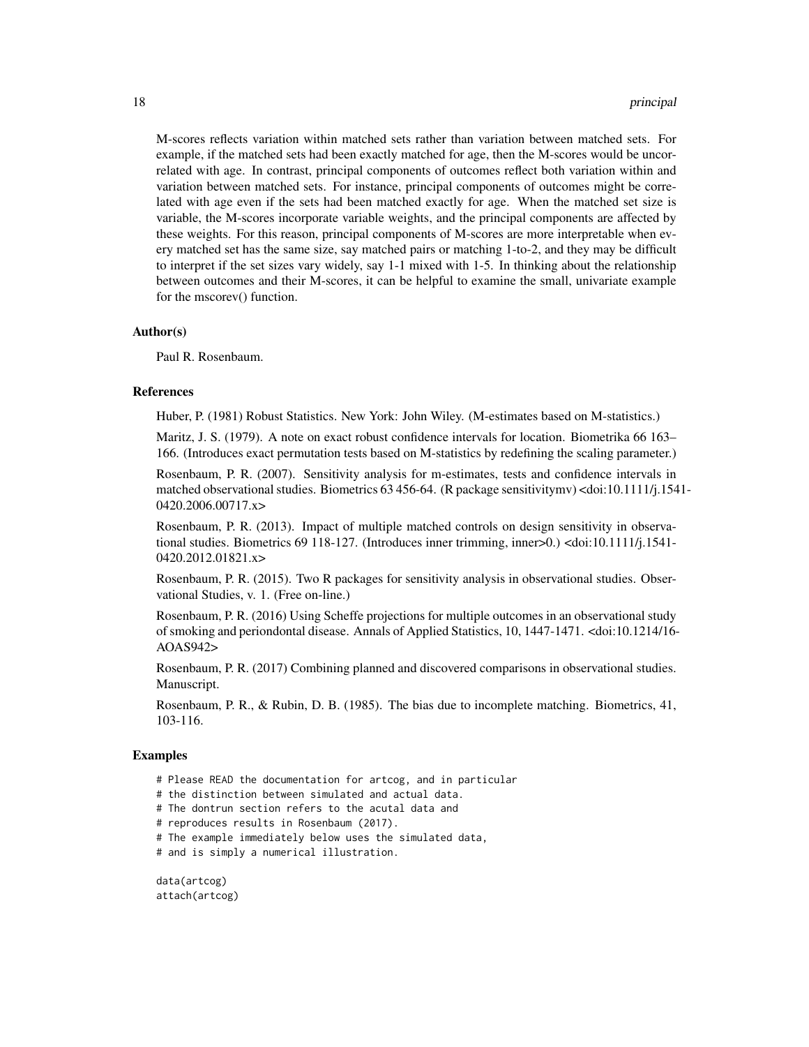M-scores reflects variation within matched sets rather than variation between matched sets. For example, if the matched sets had been exactly matched for age, then the M-scores would be uncorrelated with age. In contrast, principal components of outcomes reflect both variation within and variation between matched sets. For instance, principal components of outcomes might be correlated with age even if the sets had been matched exactly for age. When the matched set size is variable, the M-scores incorporate variable weights, and the principal components are affected by these weights. For this reason, principal components of M-scores are more interpretable when every matched set has the same size, say matched pairs or matching 1-to-2, and they may be difficult to interpret if the set sizes vary widely, say 1-1 mixed with 1-5. In thinking about the relationship between outcomes and their M-scores, it can be helpful to examine the small, univariate example for the mscorev() function.

### Author(s)

Paul R. Rosenbaum.

### References

Huber, P. (1981) Robust Statistics. New York: John Wiley. (M-estimates based on M-statistics.)

Maritz, J. S. (1979). A note on exact robust confidence intervals for location. Biometrika 66 163–166. (Introduces exact permutation tests based on M-statistics by redefining the scaling parameter.)

Rosenbaum, P. R. (2007). Sensitivity analysis for m-estimates, tests and confidence intervals in matched observational studies. Biometrics 63 456-64. (R package sensitivitymv) <doi:10.1111/j.1541-0420.2006.00717.x>

Rosenbaum, P. R. (2013). Impact of multiple matched controls on design sensitivity in observational studies. Biometrics 69 118-127. (Introduces inner trimming, inner>0.) <doi:10.1111/j.1541-0420.2012.01821.x>

Rosenbaum, P. R. (2015). Two R packages for sensitivity analysis in observational studies. Observational Studies, v. 1. (Free on-line.)

Rosenbaum, P. R. (2016) Using Scheffe projections for multiple outcomes in an observational study of smoking and periondontal disease. Annals of Applied Statistics, 10, 1447-1471. <doi:10.1214/16-AOAS942>

Rosenbaum, P. R. (2017) Combining planned and discovered comparisons in observational studies. Manuscript.

Rosenbaum, P. R., & Rubin, D. B. (1985). The bias due to incomplete matching. Biometrics, 41, 103-116.

### Examples

```
# Please READ the documentation for artcog, and in particular
# the distinction between simulated and actual data.
# The dontrun section refers to the acutal data and
# reproduces results in Rosenbaum (2017).
# The example immediately below uses the simulated data,
# and is simply a numerical illustration.

data(artcog)
attach(artcog)
```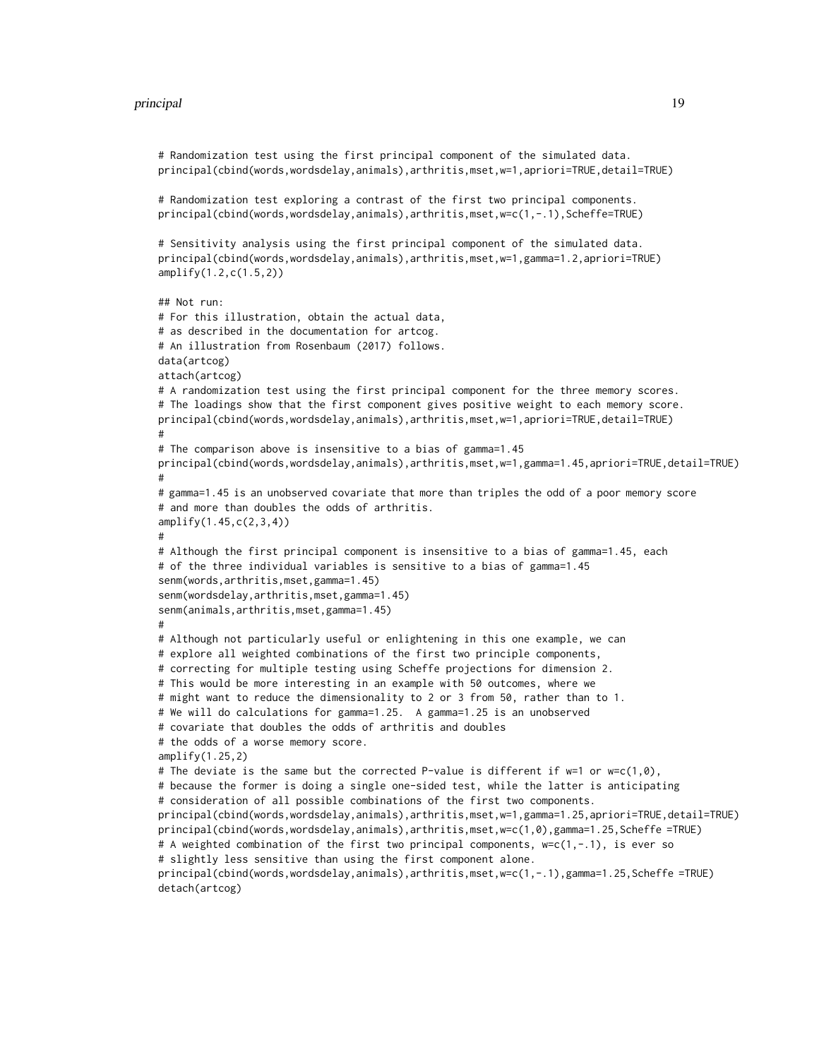```
# Randomization test using the first principal component of the simulated data.
principal(cbind(words,wordsdelay,animals),arthritis,mset,w=1,apriori=TRUE,detail=TRUE)

# Randomization test exploring a contrast of the first two principal components.
principal(cbind(words,wordsdelay,animals),arthritis,mset,w=c(1,-.1),Scheffe=TRUE)

# Sensitivity analysis using the first principal component of the simulated data.
principal(cbind(words,wordsdelay,animals),arthritis,mset,w=1,gamma=1.2,apriori=TRUE)
amplify(1.2,c(1.5,2))

## Not run:
# For this illustration, obtain the actual data,
# as described in the documentation for artcog.
# An illustration from Rosenbaum (2017) follows.
data(artcog)
attach(artcog)
# A randomization test using the first principal component for the three memory scores.
# The loadings show that the first component gives positive weight to each memory score.
principal(cbind(words,wordsdelay,animals),arthritis,mset,w=1,apriori=TRUE,detail=TRUE)
#
# The comparison above is insensitive to a bias of gamma=1.45
principal(cbind(words,wordsdelay,animals),arthritis,mset,w=1,gamma=1.45,apriori=TRUE,detail=TRUE)
#
# gamma=1.45 is an unobserved covariate that more than triples the odd of a poor memory score
# and more than doubles the odds of arthritis.
amplify(1.45,c(2,3,4))
#
# Although the first principal component is insensitive to a bias of gamma=1.45, each
# of the three individual variables is sensitive to a bias of gamma=1.45
senm(words,arthritis,mset,gamma=1.45)
senm(wordsdelay,arthritis,mset,gamma=1.45)
senm(animals,arthritis,mset,gamma=1.45)
#
# Although not particularly useful or enlightening in this one example, we can
# explore all weighted combinations of the first two principle components,
# correcting for multiple testing using Scheffe projections for dimension 2.
# This would be more interesting in an example with 50 outcomes, where we
# might want to reduce the dimensionality to 2 or 3 from 50, rather than to 1.
# We will do calculations for gamma=1.25.  A gamma=1.25 is an unobserved
# covariate that doubles the odds of arthritis and doubles
# the odds of a worse memory score.
amplify(1.25,2)
# The deviate is the same but the corrected P-value is different if w=1 or w=c(1,0),
# because the former is doing a single one-sided test, while the latter is anticipating
# consideration of all possible combinations of the first two components.
principal(cbind(words,wordsdelay,animals),arthritis,mset,w=1,gamma=1.25,apriori=TRUE,detail=TRUE)
principal(cbind(words,wordsdelay,animals),arthritis,mset,w=c(1,0),gamma=1.25,Scheffe =TRUE)
# A weighted combination of the first two principal components, w=c(1,-.1), is ever so
# slightly less sensitive than using the first component alone.
principal(cbind(words,wordsdelay,animals),arthritis,mset,w=c(1,-.1),gamma=1.25,Scheffe =TRUE)
detach(artcog)
```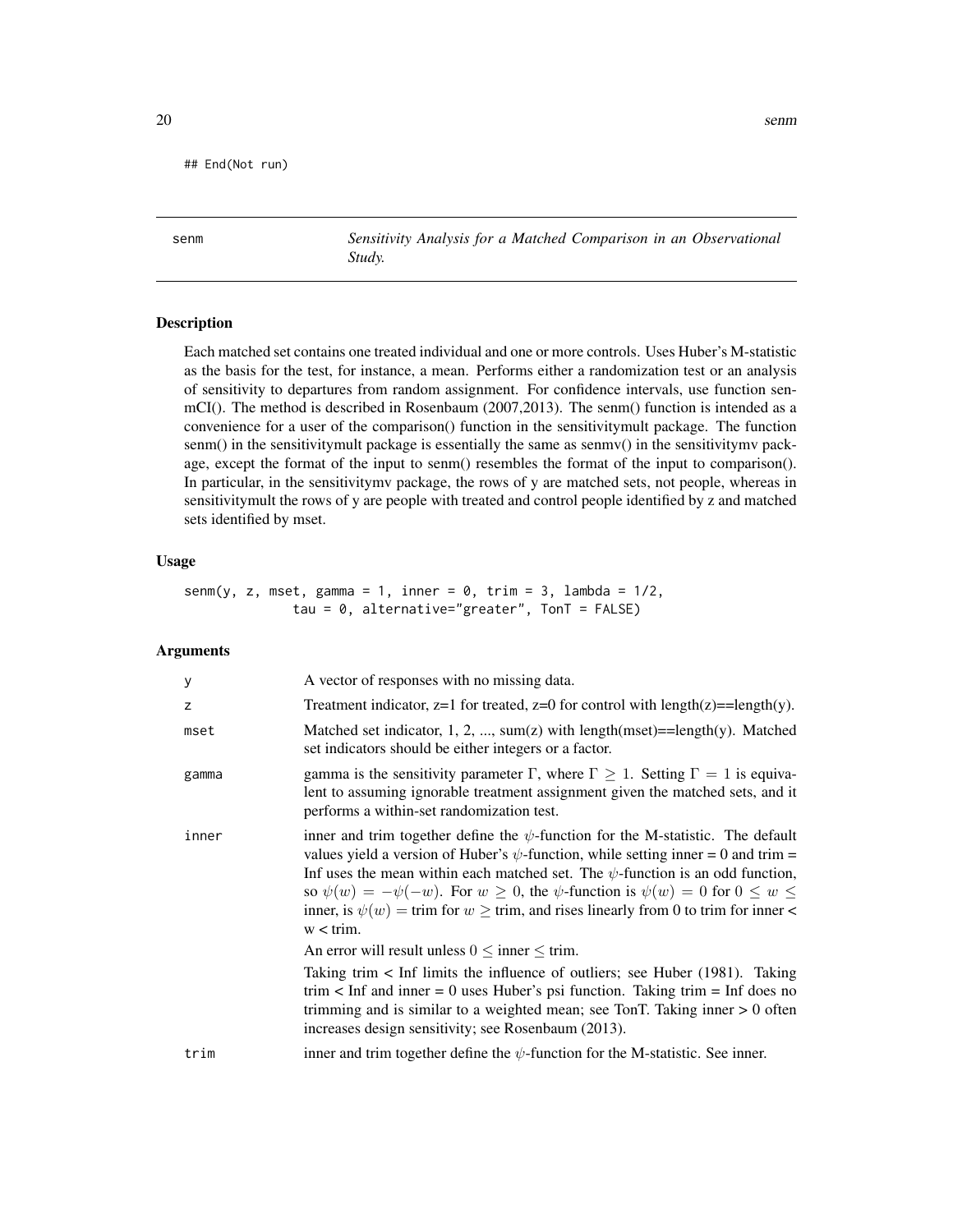```
## End(Not run)
```

---

senm — *Sensitivity Analysis for a Matched Comparison in an Observational Study.*

---

## Description

Each matched set contains one treated individual and one or more controls. Uses Huber's M-statistic as the basis for the test, for instance, a mean. Performs either a randomization test or an analysis of sensitivity to departures from random assignment. For confidence intervals, use function senmCI(). The method is described in Rosenbaum (2007,2013). The senm() function is intended as a convenience for a user of the comparison() function in the sensitivitymult package. The function senm() in the sensitivitymult package is essentially the same as senmv() in the sensitivitymv package, except the format of the input to senm() resembles the format of the input to comparison(). In particular, in the sensitivitymv package, the rows of y are matched sets, not people, whereas in sensitivitymult the rows of y are people with treated and control people identified by z and matched sets identified by mset.

## Usage

```
senm(y, z, mset, gamma = 1, inner = 0, trim = 3, lambda = 1/2,
              tau = 0, alternative="greater", TonT = FALSE)
```

## Arguments

| | |
|---|---|
| y | A vector of responses with no missing data. |
| z | Treatment indicator, z=1 for treated, z=0 for control with length(z)==length(y). |
| mset | Matched set indicator, 1, 2, ..., sum(z) with length(mset)==length(y). Matched set indicators should be either integers or a factor. |
| gamma | gamma is the sensitivity parameter $\Gamma$, where $\Gamma \geq 1$. Setting $\Gamma = 1$ is equivalent to assuming ignorable treatment assignment given the matched sets, and it performs a within-set randomization test. |
| inner | inner and trim together define the $\psi$-function for the M-statistic. The default values yield a version of Huber's $\psi$-function, while setting inner = 0 and trim = Inf uses the mean within each matched set. The $\psi$-function is an odd function, so $\psi(w) = -\psi(-w)$. For $w \geq 0$, the $\psi$-function is $\psi(w) = 0$ for $0 \leq w \leq$ inner, is $\psi(w) =$ trim for $w \geq$ trim, and rises linearly from 0 to trim for inner < w < trim. <br><br> An error will result unless $0 \leq$ inner $\leq$ trim. <br><br> Taking trim < Inf limits the influence of outliers; see Huber (1981). Taking trim < Inf and inner = 0 uses Huber's psi function. Taking trim = Inf does no trimming and is similar to a weighted mean; see TonT. Taking inner > 0 often increases design sensitivity; see Rosenbaum (2013). |
| trim | inner and trim together define the $\psi$-function for the M-statistic. See inner. |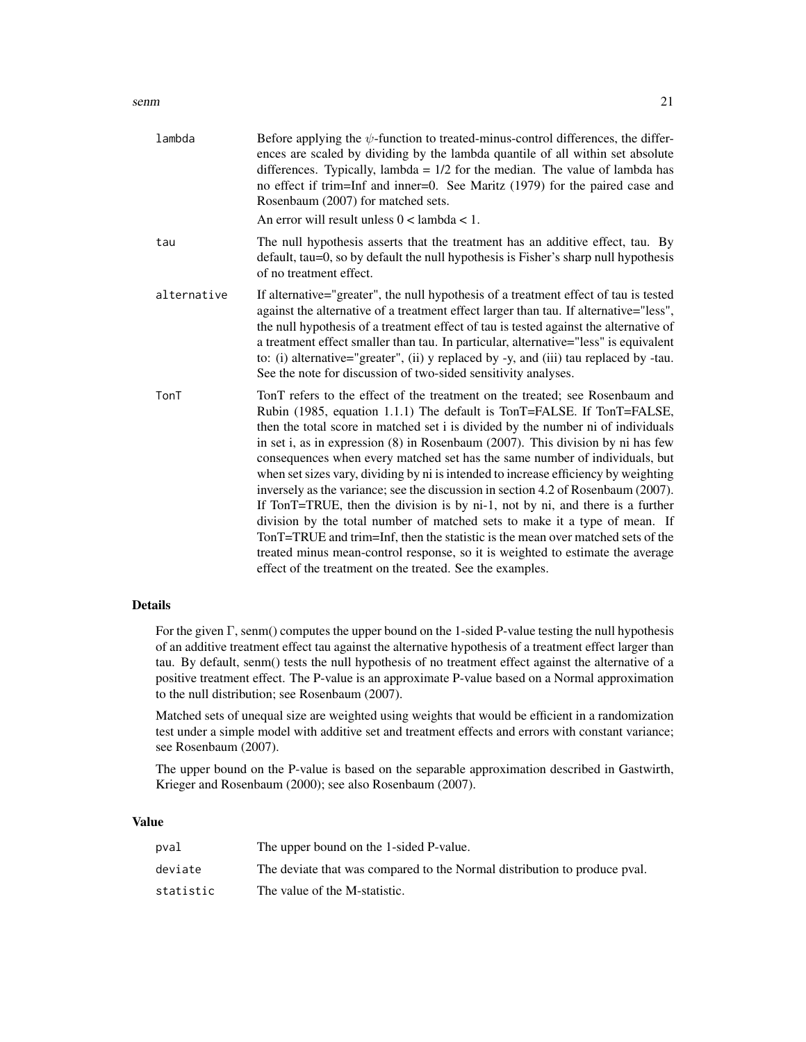| | |
|---|---|
| lambda | Before applying the $\psi$-function to treated-minus-control differences, the differences are scaled by dividing by the lambda quantile of all within set absolute differences. Typically, lambda = 1/2 for the median. The value of lambda has no effect if trim=Inf and inner=0. See Maritz (1979) for the paired case and Rosenbaum (2007) for matched sets. An error will result unless 0 < lambda < 1. |
| tau | The null hypothesis asserts that the treatment has an additive effect, tau. By default, tau=0, so by default the null hypothesis is Fisher's sharp null hypothesis of no treatment effect. |
| alternative | If alternative="greater", the null hypothesis of a treatment effect of tau is tested against the alternative of a treatment effect larger than tau. If alternative="less", the null hypothesis of a treatment effect of tau is tested against the alternative of a treatment effect smaller than tau. In particular, alternative="less" is equivalent to: (i) alternative="greater", (ii) y replaced by -y, and (iii) tau replaced by -tau. See the note for discussion of two-sided sensitivity analyses. |
| TonT | TonT refers to the effect of the treatment on the treated; see Rosenbaum and Rubin (1985, equation 1.1.1) The default is TonT=FALSE. If TonT=FALSE, then the total score in matched set i is divided by the number ni of individuals in set i, as in expression (8) in Rosenbaum (2007). This division by ni has few consequences when every matched set has the same number of individuals, but when set sizes vary, dividing by ni is intended to increase efficiency by weighting inversely as the variance; see the discussion in section 4.2 of Rosenbaum (2007). If TonT=TRUE, then the division is by ni-1, not by ni, and there is a further division by the total number of matched sets to make it a type of mean. If TonT=TRUE and trim=Inf, then the statistic is the mean over matched sets of the treated minus mean-control response, so it is weighted to estimate the average effect of the treatment on the treated. See the examples. |

## Details

For the given $\Gamma$, senm() computes the upper bound on the 1-sided P-value testing the null hypothesis of an additive treatment effect tau against the alternative hypothesis of a treatment effect larger than tau. By default, senm() tests the null hypothesis of no treatment effect against the alternative of a positive treatment effect. The P-value is an approximate P-value based on a Normal approximation to the null distribution; see Rosenbaum (2007).

Matched sets of unequal size are weighted using weights that would be efficient in a randomization test under a simple model with additive set and treatment effects and errors with constant variance; see Rosenbaum (2007).

The upper bound on the P-value is based on the separable approximation described in Gastwirth, Krieger and Rosenbaum (2000); see also Rosenbaum (2007).

## Value

| | |
|---|---|
| pval | The upper bound on the 1-sided P-value. |
| deviate | The deviate that was compared to the Normal distribution to produce pval. |
| statistic | The value of the M-statistic. |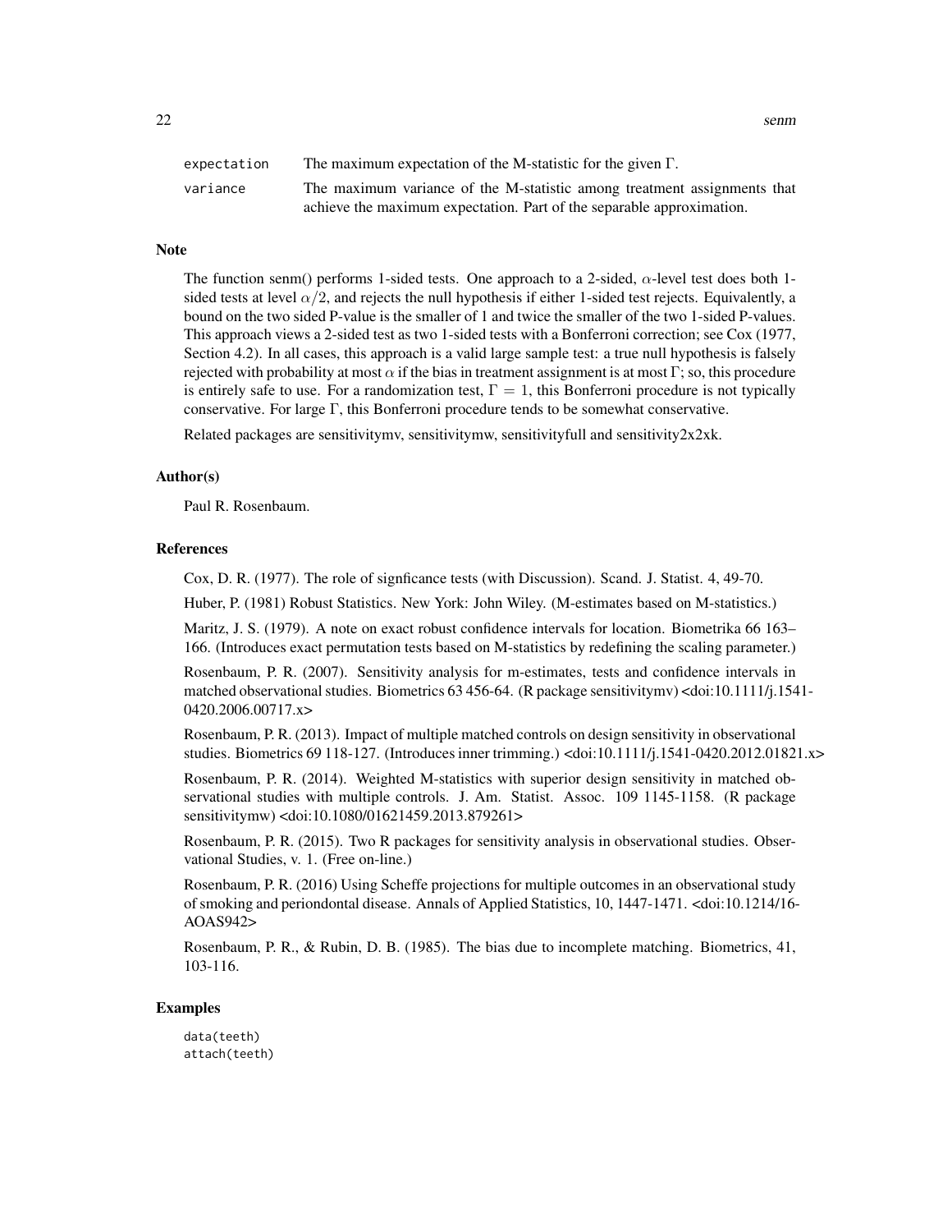| | |
|---|---|
| expectation | The maximum expectation of the M-statistic for the given $\Gamma$. |
| variance | The maximum variance of the M-statistic among treatment assignments that achieve the maximum expectation. Part of the separable approximation. |

## Note

The function senm() performs 1-sided tests. One approach to a 2-sided, $\alpha$-level test does both 1-sided tests at level $\alpha/2$, and rejects the null hypothesis if either 1-sided test rejects. Equivalently, a bound on the two sided P-value is the smaller of 1 and twice the smaller of the two 1-sided P-values. This approach views a 2-sided test as two 1-sided tests with a Bonferroni correction; see Cox (1977, Section 4.2). In all cases, this approach is a valid large sample test: a true null hypothesis is falsely rejected with probability at most $\alpha$ if the bias in treatment assignment is at most $\Gamma$; so, this procedure is entirely safe to use. For a randomization test, $\Gamma = 1$, this Bonferroni procedure is not typically conservative. For large $\Gamma$, this Bonferroni procedure tends to be somewhat conservative.

Related packages are sensitivitymv, sensitivitymw, sensitivityfull and sensitivity2x2xk.

## Author(s)

Paul R. Rosenbaum.

## References

Cox, D. R. (1977). The role of signficance tests (with Discussion). Scand. J. Statist. 4, 49-70.

Huber, P. (1981) Robust Statistics. New York: John Wiley. (M-estimates based on M-statistics.)

Maritz, J. S. (1979). A note on exact robust confidence intervals for location. Biometrika 66 163–166. (Introduces exact permutation tests based on M-statistics by redefining the scaling parameter.)

Rosenbaum, P. R. (2007). Sensitivity analysis for m-estimates, tests and confidence intervals in matched observational studies. Biometrics 63 456-64. (R package sensitivitymv) <doi:10.1111/j.1541-0420.2006.00717.x>

Rosenbaum, P. R. (2013). Impact of multiple matched controls on design sensitivity in observational studies. Biometrics 69 118-127. (Introduces inner trimming.) <doi:10.1111/j.1541-0420.2012.01821.x>

Rosenbaum, P. R. (2014). Weighted M-statistics with superior design sensitivity in matched observational studies with multiple controls. J. Am. Statist. Assoc. 109 1145-1158. (R package sensitivitymw) <doi:10.1080/01621459.2013.879261>

Rosenbaum, P. R. (2015). Two R packages for sensitivity analysis in observational studies. Observational Studies, v. 1. (Free on-line.)

Rosenbaum, P. R. (2016) Using Scheffe projections for multiple outcomes in an observational study of smoking and periondontal disease. Annals of Applied Statistics, 10, 1447-1471. <doi:10.1214/16-AOAS942>

Rosenbaum, P. R., & Rubin, D. B. (1985). The bias due to incomplete matching. Biometrics, 41, 103-116.

## Examples

```
data(teeth)
attach(teeth)
```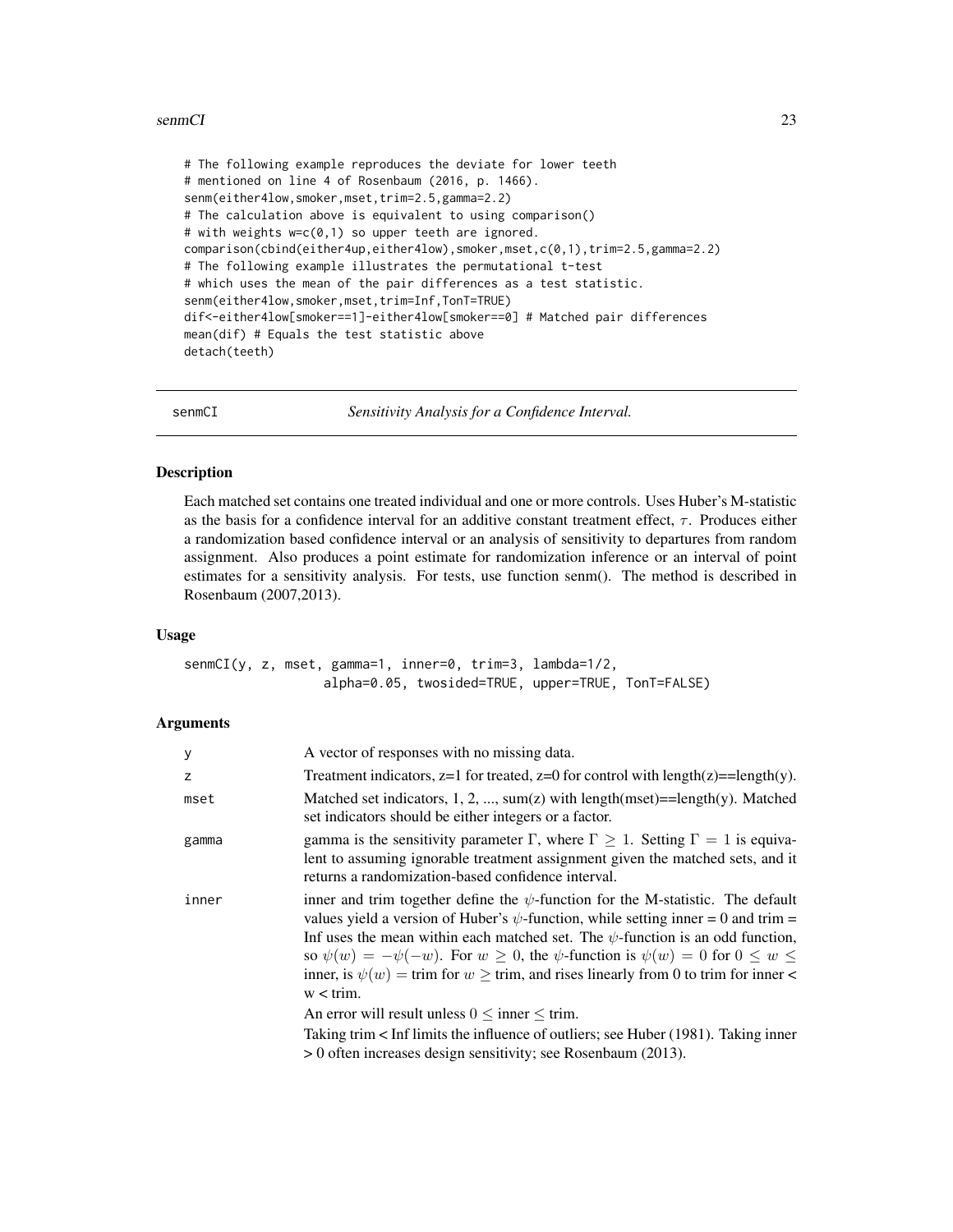```
# The following example reproduces the deviate for lower teeth
# mentioned on line 4 of Rosenbaum (2016, p. 1466).
senm(either4low,smoker,mset,trim=2.5,gamma=2.2)
# The calculation above is equivalent to using comparison()
# with weights w=c(0,1) so upper teeth are ignored.
comparison(cbind(either4up,either4low),smoker,mset,c(0,1),trim=2.5,gamma=2.2)
# The following example illustrates the permutational t-test
# which uses the mean of the pair differences as a test statistic.
senm(either4low,smoker,mset,trim=Inf,TonT=TRUE)
dif<-either4low[smoker==1]-either4low[smoker==0] # Matched pair differences
mean(dif) # Equals the test statistic above
detach(teeth)
```

---

## senmCI — *Sensitivity Analysis for a Confidence Interval.*

### Description

Each matched set contains one treated individual and one or more controls. Uses Huber's M-statistic as the basis for a confidence interval for an additive constant treatment effect, $\tau$. Produces either a randomization based confidence interval or an analysis of sensitivity to departures from random assignment. Also produces a point estimate for randomization inference or an interval of point estimates for a sensitivity analysis. For tests, use function senm(). The method is described in Rosenbaum (2007,2013).

### Usage

```
senmCI(y, z, mset, gamma=1, inner=0, trim=3, lambda=1/2,
               alpha=0.05, twosided=TRUE, upper=TRUE, TonT=FALSE)
```

### Arguments

| Argument | Description |
|---|---|
| y | A vector of responses with no missing data. |
| z | Treatment indicators, z=1 for treated, z=0 for control with length(z)==length(y). |
| mset | Matched set indicators, 1, 2, ..., sum(z) with length(mset)==length(y). Matched set indicators should be either integers or a factor. |
| gamma | gamma is the sensitivity parameter $\Gamma$, where $\Gamma \geq 1$. Setting $\Gamma = 1$ is equivalent to assuming ignorable treatment assignment given the matched sets, and it returns a randomization-based confidence interval. |
| inner | inner and trim together define the $\psi$-function for the M-statistic. The default values yield a version of Huber's $\psi$-function, while setting inner = 0 and trim = Inf uses the mean within each matched set. The $\psi$-function is an odd function, so $\psi(w) = -\psi(-w)$. For $w \geq 0$, the $\psi$-function is $\psi(w) = 0$ for $0 \leq w \leq$ inner, is $\psi(w) =$ trim for $w \geq$ trim, and rises linearly from 0 to trim for inner < w < trim. <br><br> An error will result unless $0 \leq$ inner $\leq$ trim. <br><br> Taking trim < Inf limits the influence of outliers; see Huber (1981). Taking inner > 0 often increases design sensitivity; see Rosenbaum (2013). |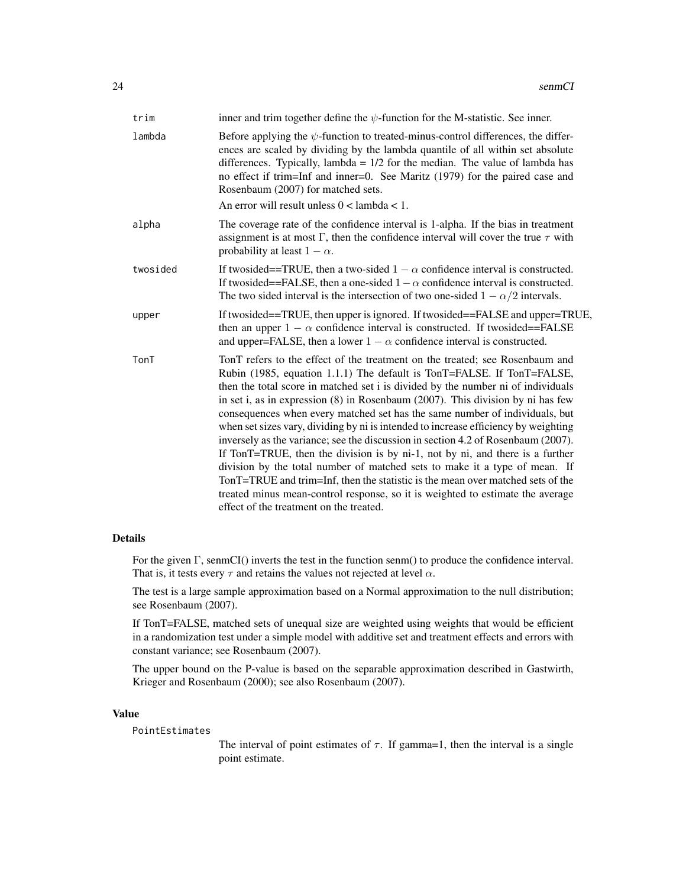| | |
|---|---|
| `trim` | inner and trim together define the $\psi$-function for the M-statistic. See inner. |
| `lambda` | Before applying the $\psi$-function to treated-minus-control differences, the differences are scaled by dividing by the lambda quantile of all within set absolute differences. Typically, lambda = 1/2 for the median. The value of lambda has no effect if trim=Inf and inner=0. See Maritz (1979) for the paired case and Rosenbaum (2007) for matched sets.<br>An error will result unless 0 < lambda < 1. |
| `alpha` | The coverage rate of the confidence interval is 1-alpha. If the bias in treatment assignment is at most $\Gamma$, then the confidence interval will cover the true $\tau$ with probability at least $1-\alpha$. |
| `twosided` | If twosided==TRUE, then a two-sided $1-\alpha$ confidence interval is constructed. If twosided==FALSE, then a one-sided $1-\alpha$ confidence interval is constructed. The two sided interval is the intersection of two one-sided $1-\alpha/2$ intervals. |
| `upper` | If twosided==TRUE, then upper is ignored. If twosided==FALSE and upper=TRUE, then an upper $1-\alpha$ confidence interval is constructed. If twosided==FALSE and upper=FALSE, then a lower $1-\alpha$ confidence interval is constructed. |
| `TonT` | TonT refers to the effect of the treatment on the treated; see Rosenbaum and Rubin (1985, equation 1.1.1) The default is TonT=FALSE. If TonT=FALSE, then the total score in matched set i is divided by the number ni of individuals in set i, as in expression (8) in Rosenbaum (2007). This division by ni has few consequences when every matched set has the same number of individuals, but when set sizes vary, dividing by ni is intended to increase efficiency by weighting inversely as the variance; see the discussion in section 4.2 of Rosenbaum (2007). If TonT=TRUE, then the division is by ni-1, not by ni, and there is a further division by the total number of matched sets to make it a type of mean. If TonT=TRUE and trim=Inf, then the statistic is the mean over matched sets of the treated minus mean-control response, so it is weighted to estimate the average effect of the treatment on the treated. |

## Details

For the given $\Gamma$, senmCI() inverts the test in the function senm() to produce the confidence interval. That is, it tests every $\tau$ and retains the values not rejected at level $\alpha$.

The test is a large sample approximation based on a Normal approximation to the null distribution; see Rosenbaum (2007).

If TonT=FALSE, matched sets of unequal size are weighted using weights that would be efficient in a randomization test under a simple model with additive set and treatment effects and errors with constant variance; see Rosenbaum (2007).

The upper bound on the P-value is based on the separable approximation described in Gastwirth, Krieger and Rosenbaum (2000); see also Rosenbaum (2007).

## Value

`PointEstimates`

The interval of point estimates of $\tau$. If gamma=1, then the interval is a single point estimate.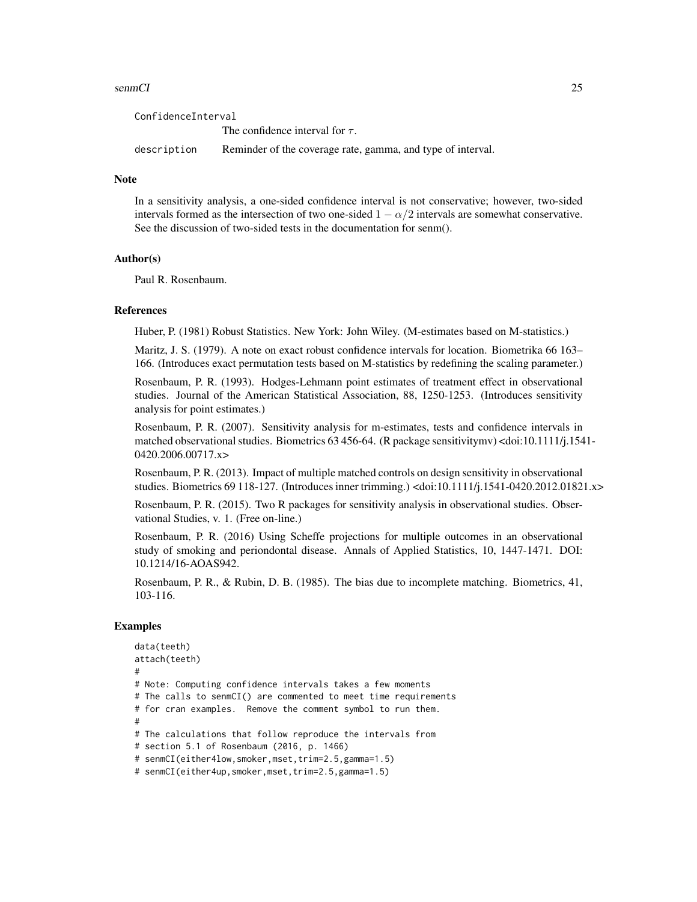ConfidenceInterval
The confidence interval for $\tau$.

description Reminder of the coverage rate, gamma, and type of interval.

## Note

In a sensitivity analysis, a one-sided confidence interval is not conservative; however, two-sided intervals formed as the intersection of two one-sided $1 - \alpha/2$ intervals are somewhat conservative. See the discussion of two-sided tests in the documentation for senm().

## Author(s)

Paul R. Rosenbaum.

## References

Huber, P. (1981) Robust Statistics. New York: John Wiley. (M-estimates based on M-statistics.)

Maritz, J. S. (1979). A note on exact robust confidence intervals for location. Biometrika 66 163–166. (Introduces exact permutation tests based on M-statistics by redefining the scaling parameter.)

Rosenbaum, P. R. (1993). Hodges-Lehmann point estimates of treatment effect in observational studies. Journal of the American Statistical Association, 88, 1250-1253. (Introduces sensitivity analysis for point estimates.)

Rosenbaum, P. R. (2007). Sensitivity analysis for m-estimates, tests and confidence intervals in matched observational studies. Biometrics 63 456-64. (R package sensitivitymv) <doi:10.1111/j.1541-0420.2006.00717.x>

Rosenbaum, P. R. (2013). Impact of multiple matched controls on design sensitivity in observational studies. Biometrics 69 118-127. (Introduces inner trimming.) <doi:10.1111/j.1541-0420.2012.01821.x>

Rosenbaum, P. R. (2015). Two R packages for sensitivity analysis in observational studies. Observational Studies, v. 1. (Free on-line.)

Rosenbaum, P. R. (2016) Using Scheffe projections for multiple outcomes in an observational study of smoking and periondontal disease. Annals of Applied Statistics, 10, 1447-1471. DOI: 10.1214/16-AOAS942.

Rosenbaum, P. R., & Rubin, D. B. (1985). The bias due to incomplete matching. Biometrics, 41, 103-116.

## Examples

```
data(teeth)
attach(teeth)
#
# Note: Computing confidence intervals takes a few moments
# The calls to senmCI() are commented to meet time requirements
# for cran examples.  Remove the comment symbol to run them.
#
# The calculations that follow reproduce the intervals from
# section 5.1 of Rosenbaum (2016, p. 1466)
# senmCI(either4low,smoker,mset,trim=2.5,gamma=1.5)
# senmCI(either4up,smoker,mset,trim=2.5,gamma=1.5)
```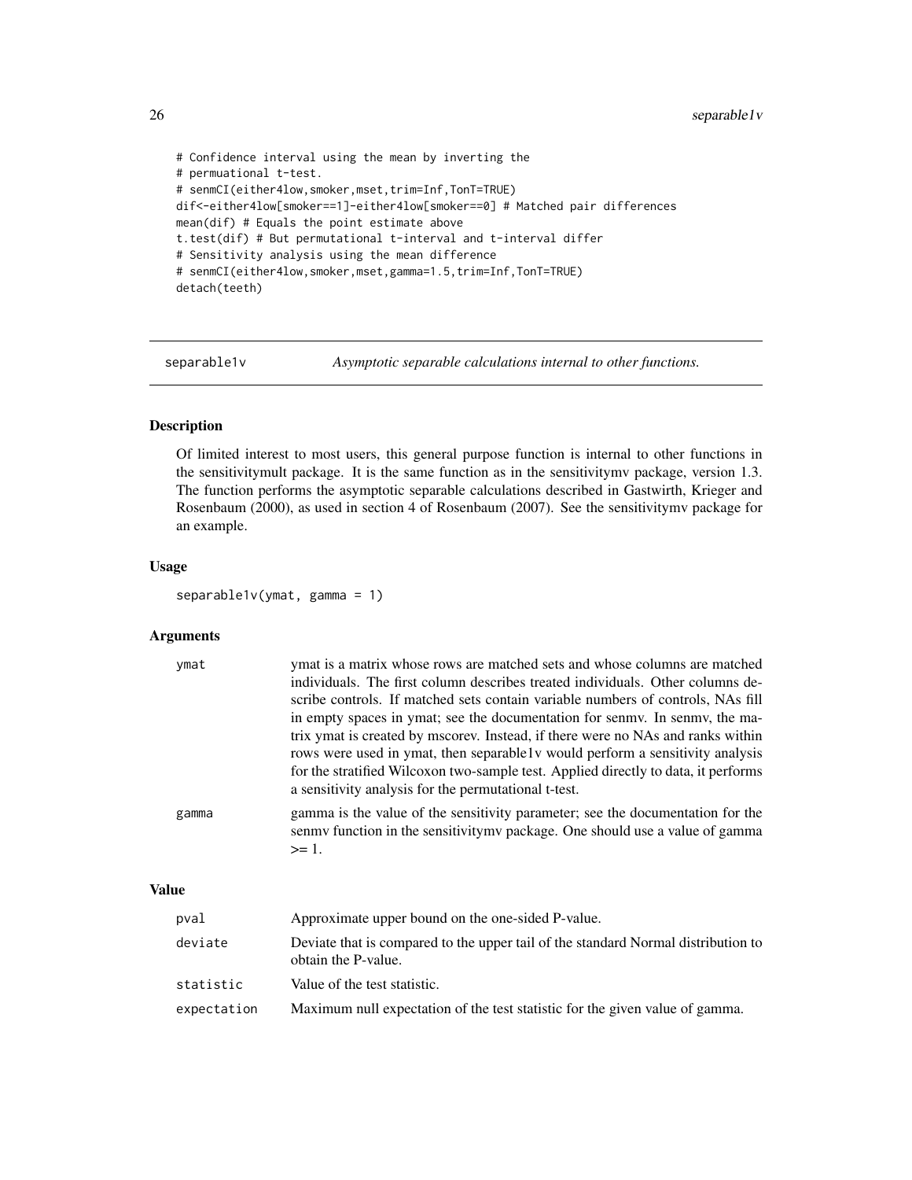```
# Confidence interval using the mean by inverting the
# permuational t-test.
# senmCI(either4low,smoker,mset,trim=Inf,TonT=TRUE)
dif<-either4low[smoker==1]-either4low[smoker==0] # Matched pair differences
mean(dif) # Equals the point estimate above
t.test(dif) # But permutational t-interval and t-interval differ
# Sensitivity analysis using the mean difference
# senmCI(either4low,smoker,mset,gamma=1.5,trim=Inf,TonT=TRUE)
detach(teeth)
```

## separable1v — *Asymptotic separable calculations internal to other functions.*

### Description

Of limited interest to most users, this general purpose function is internal to other functions in the sensitivitymult package. It is the same function as in the sensitivitymv package, version 1.3. The function performs the asymptotic separable calculations described in Gastwirth, Krieger and Rosenbaum (2000), as used in section 4 of Rosenbaum (2007). See the sensitivitymv package for an example.

### Usage

```
separable1v(ymat, gamma = 1)
```

### Arguments

| | |
|---|---|
| ymat | ymat is a matrix whose rows are matched sets and whose columns are matched individuals. The first column describes treated individuals. Other columns describe controls. If matched sets contain variable numbers of controls, NAs fill in empty spaces in ymat; see the documentation for senmv. In senmv, the matrix ymat is created by mscorev. Instead, if there were no NAs and ranks within rows were used in ymat, then separable1v would perform a sensitivity analysis for the stratified Wilcoxon two-sample test. Applied directly to data, it performs a sensitivity analysis for the permutational t-test. |
| gamma | gamma is the value of the sensitivity parameter; see the documentation for the senmv function in the sensitivitymv package. One should use a value of gamma >= 1. |

### Value

| | |
|---|---|
| pval | Approximate upper bound on the one-sided P-value. |
| deviate | Deviate that is compared to the upper tail of the standard Normal distribution to obtain the P-value. |
| statistic | Value of the test statistic. |
| expectation | Maximum null expectation of the test statistic for the given value of gamma. |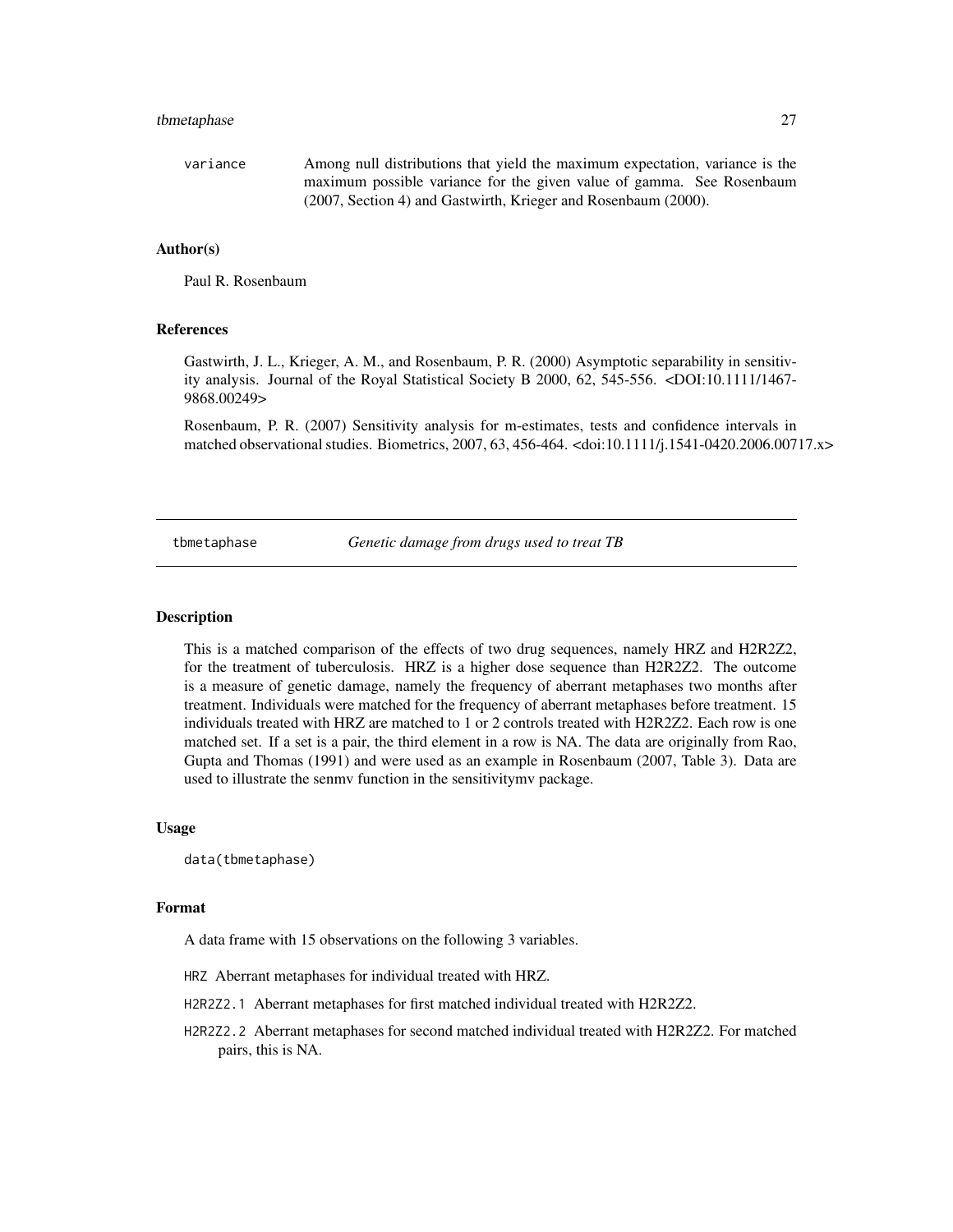variance Among null distributions that yield the maximum expectation, variance is the maximum possible variance for the given value of gamma. See Rosenbaum (2007, Section 4) and Gastwirth, Krieger and Rosenbaum (2000).

### Author(s)

Paul R. Rosenbaum

### References

Gastwirth, J. L., Krieger, A. M., and Rosenbaum, P. R. (2000) Asymptotic separability in sensitivity analysis. Journal of the Royal Statistical Society B 2000, 62, 545-556. <DOI:10.1111/1467-9868.00249>

Rosenbaum, P. R. (2007) Sensitivity analysis for m-estimates, tests and confidence intervals in matched observational studies. Biometrics, 2007, 63, 456-464. <doi:10.1111/j.1541-0420.2006.00717.x>

---

## tbmetaphase *Genetic damage from drugs used to treat TB*

### Description

This is a matched comparison of the effects of two drug sequences, namely HRZ and H2R2Z2, for the treatment of tuberculosis. HRZ is a higher dose sequence than H2R2Z2. The outcome is a measure of genetic damage, namely the frequency of aberrant metaphases two months after treatment. Individuals were matched for the frequency of aberrant metaphases before treatment. 15 individuals treated with HRZ are matched to 1 or 2 controls treated with H2R2Z2. Each row is one matched set. If a set is a pair, the third element in a row is NA. The data are originally from Rao, Gupta and Thomas (1991) and were used as an example in Rosenbaum (2007, Table 3). Data are used to illustrate the senmv function in the sensitivitymv package.

### Usage

```
data(tbmetaphase)
```

### Format

A data frame with 15 observations on the following 3 variables.

- HRZ Aberrant metaphases for individual treated with HRZ.
- H2R2Z2.1 Aberrant metaphases for first matched individual treated with H2R2Z2.
- H2R2Z2.2 Aberrant metaphases for second matched individual treated with H2R2Z2. For matched pairs, this is NA.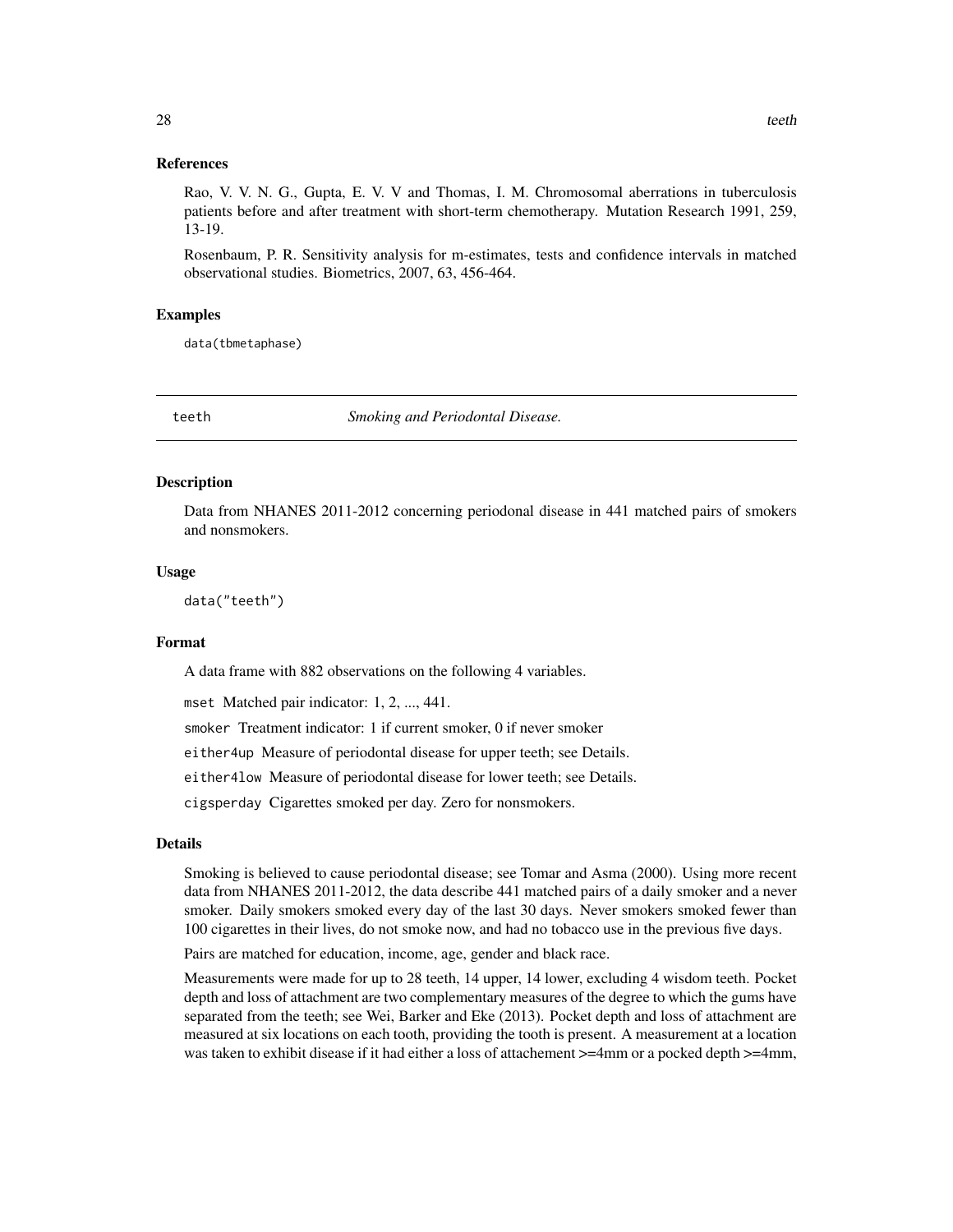### References

Rao, V. V. N. G., Gupta, E. V. V and Thomas, I. M. Chromosomal aberrations in tuberculosis patients before and after treatment with short-term chemotherapy. Mutation Research 1991, 259, 13-19.

Rosenbaum, P. R. Sensitivity analysis for m-estimates, tests and confidence intervals in matched observational studies. Biometrics, 2007, 63, 456-464.

### Examples

```
data(tbmetaphase)
```

---

## teeth *Smoking and Periodontal Disease.*

---

### Description

Data from NHANES 2011-2012 concerning periodonal disease in 441 matched pairs of smokers and nonsmokers.

### Usage

```
data("teeth")
```

### Format

A data frame with 882 observations on the following 4 variables.

`mset` Matched pair indicator: 1, 2, ..., 441.

`smoker` Treatment indicator: 1 if current smoker, 0 if never smoker

`either4up` Measure of periodontal disease for upper teeth; see Details.

`either4low` Measure of periodontal disease for lower teeth; see Details.

`cigsperday` Cigarettes smoked per day. Zero for nonsmokers.

### Details

Smoking is believed to cause periodontal disease; see Tomar and Asma (2000). Using more recent data from NHANES 2011-2012, the data describe 441 matched pairs of a daily smoker and a never smoker. Daily smokers smoked every day of the last 30 days. Never smokers smoked fewer than 100 cigarettes in their lives, do not smoke now, and had no tobacco use in the previous five days.

Pairs are matched for education, income, age, gender and black race.

Measurements were made for up to 28 teeth, 14 upper, 14 lower, excluding 4 wisdom teeth. Pocket depth and loss of attachment are two complementary measures of the degree to which the gums have separated from the teeth; see Wei, Barker and Eke (2013). Pocket depth and loss of attachment are measured at six locations on each tooth, providing the tooth is present. A measurement at a location was taken to exhibit disease if it had either a loss of attachement >=4mm or a pocked depth >=4mm,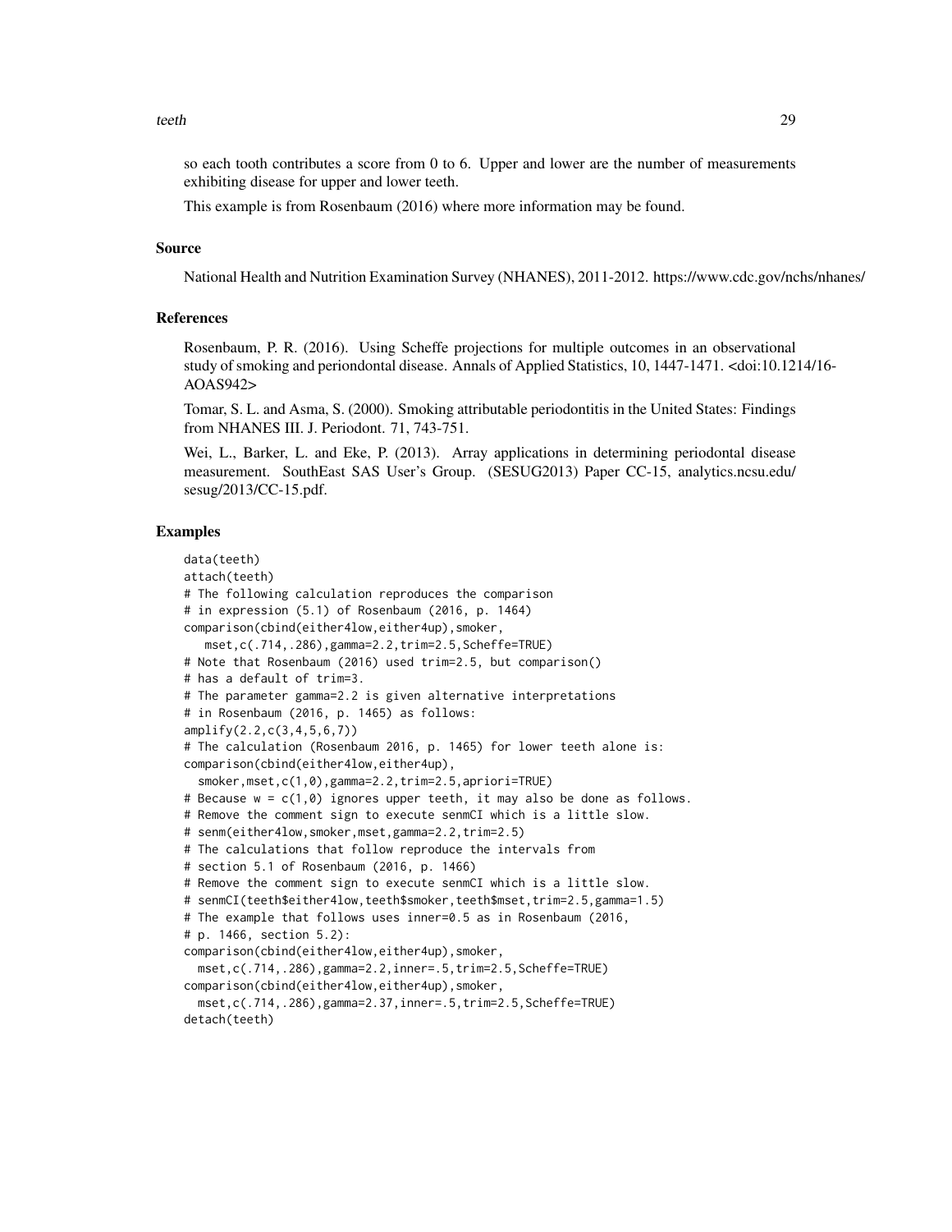so each tooth contributes a score from 0 to 6. Upper and lower are the number of measurements exhibiting disease for upper and lower teeth.

This example is from Rosenbaum (2016) where more information may be found.

### Source

National Health and Nutrition Examination Survey (NHANES), 2011-2012. https://www.cdc.gov/nchs/nhanes/

### References

Rosenbaum, P. R. (2016). Using Scheffe projections for multiple outcomes in an observational study of smoking and periondontal disease. Annals of Applied Statistics, 10, 1447-1471. <doi:10.1214/16-AOAS942>

Tomar, S. L. and Asma, S. (2000). Smoking attributable periodontitis in the United States: Findings from NHANES III. J. Periodont. 71, 743-751.

Wei, L., Barker, L. and Eke, P. (2013). Array applications in determining periodontal disease measurement. SouthEast SAS User's Group. (SESUG2013) Paper CC-15, analytics.ncsu.edu/sesug/2013/CC-15.pdf.

### Examples

```
data(teeth)
attach(teeth)
# The following calculation reproduces the comparison
# in expression (5.1) of Rosenbaum (2016, p. 1464)
comparison(cbind(either4low,either4up),smoker,
   mset,c(.714,.286),gamma=2.2,trim=2.5,Scheffe=TRUE)
# Note that Rosenbaum (2016) used trim=2.5, but comparison()
# has a default of trim=3.
# The parameter gamma=2.2 is given alternative interpretations
# in Rosenbaum (2016, p. 1465) as follows:
amplify(2.2,c(3,4,5,6,7))
# The calculation (Rosenbaum 2016, p. 1465) for lower teeth alone is:
comparison(cbind(either4low,either4up),
  smoker,mset,c(1,0),gamma=2.2,trim=2.5,apriori=TRUE)
# Because w = c(1,0) ignores upper teeth, it may also be done as follows.
# Remove the comment sign to execute senmCI which is a little slow.
# senm(either4low,smoker,mset,gamma=2.2,trim=2.5)
# The calculations that follow reproduce the intervals from
# section 5.1 of Rosenbaum (2016, p. 1466)
# Remove the comment sign to execute senmCI which is a little slow.
# senmCI(teeth$either4low,teeth$smoker,teeth$mset,trim=2.5,gamma=1.5)
# The example that follows uses inner=0.5 as in Rosenbaum (2016,
# p. 1466, section 5.2):
comparison(cbind(either4low,either4up),smoker,
  mset,c(.714,.286),gamma=2.2,inner=.5,trim=2.5,Scheffe=TRUE)
comparison(cbind(either4low,either4up),smoker,
  mset,c(.714,.286),gamma=2.37,inner=.5,trim=2.5,Scheffe=TRUE)
detach(teeth)
```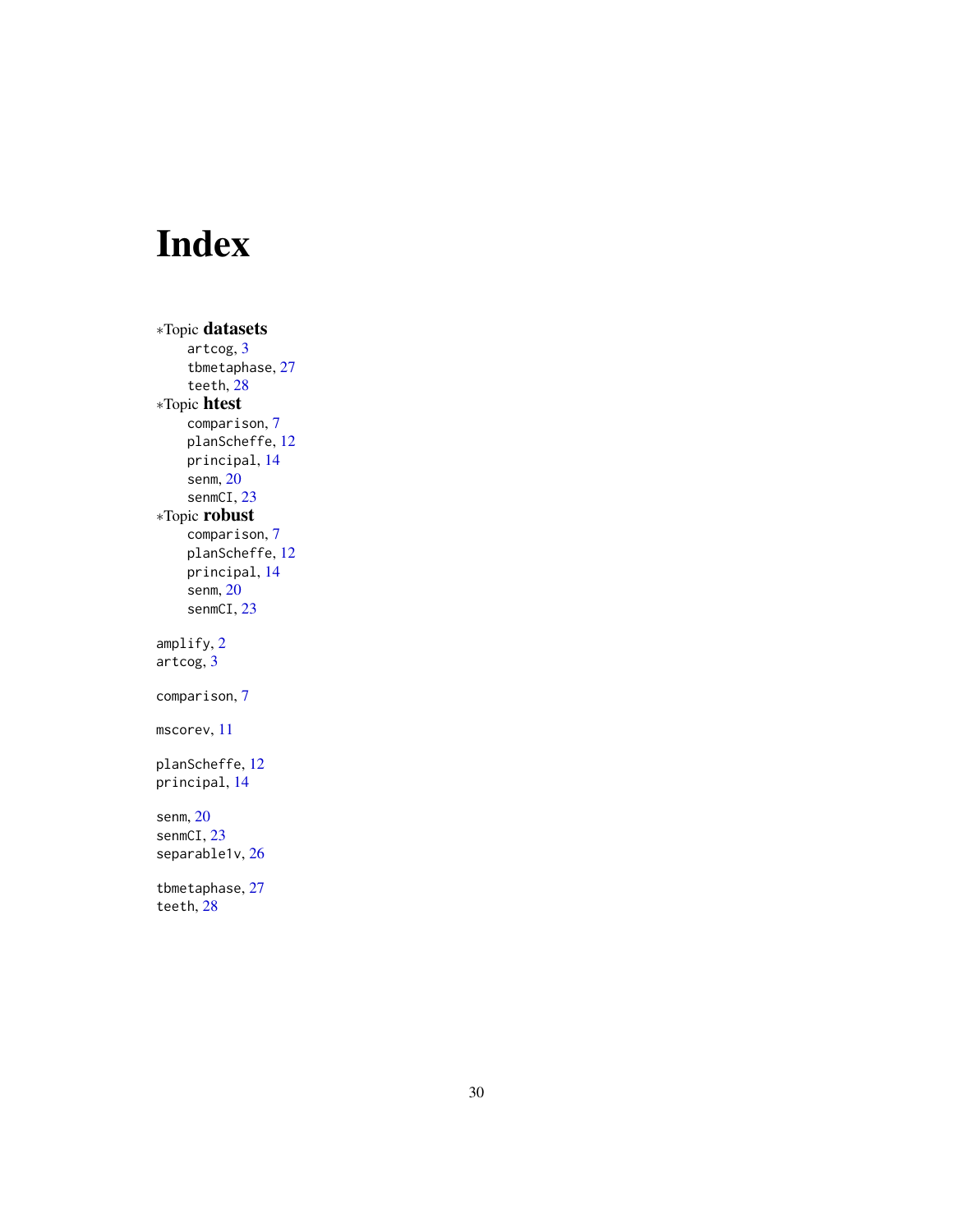# Index

*Topic **datasets**
- artcog, 3
- tbmetaphase, 27
- teeth, 28

*Topic **htest**
- comparison, 7
- planScheffe, 12
- principal, 14
- senm, 20
- senmCI, 23

*Topic **robust**
- comparison, 7
- planScheffe, 12
- principal, 14
- senm, 20
- senmCI, 23

amplify, 2
artcog, 3

comparison, 7

mscorev, 11

planScheffe, 12
principal, 14

senm, 20
senmCI, 23
separable1v, 26

tbmetaphase, 27
teeth, 28